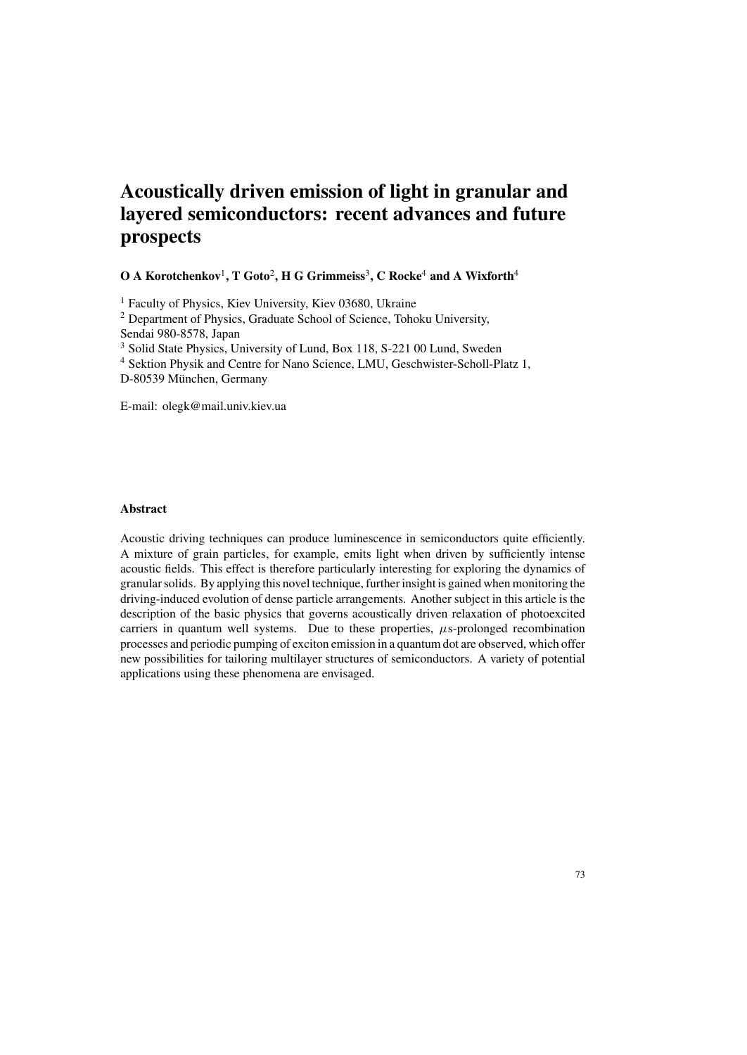# Acoustically driven emission of light in granular and layered semiconductors: recent advances and future prospects

**O A Korotchenkov[1], T Goto[2], H G Grimmeiss[3], C Rocke[4] and A Wixforth[4]**

[1] Faculty of Physics, Kiev University, Kiev 03680, Ukraine
[2] Department of Physics, Graduate School of Science, Tohoku University, Sendai 980-8578, Japan
[3] Solid State Physics, University of Lund, Box 118, S-221 00 Lund, Sweden
[4] Sektion Physik and Centre for Nano Science, LMU, Geschwister-Scholl-Platz 1, D-80539 München, Germany

E-mail: olegk@mail.univ.kiev.ua

### Abstract

Acoustic driving techniques can produce luminescence in semiconductors quite efficiently. A mixture of grain particles, for example, emits light when driven by sufficiently intense acoustic fields. This effect is therefore particularly interesting for exploring the dynamics of granular solids. By applying this novel technique, further insight is gained when monitoring the driving-induced evolution of dense particle arrangements. Another subject in this article is the description of the basic physics that governs acoustically driven relaxation of photoexcited carriers in quantum well systems. Due to these properties, $\mu$s-prolonged recombination processes and periodic pumping of exciton emission in a quantum dot are observed, which offer new possibilities for tailoring multilayer structures of semiconductors. A variety of potential applications using these phenomena are envisaged.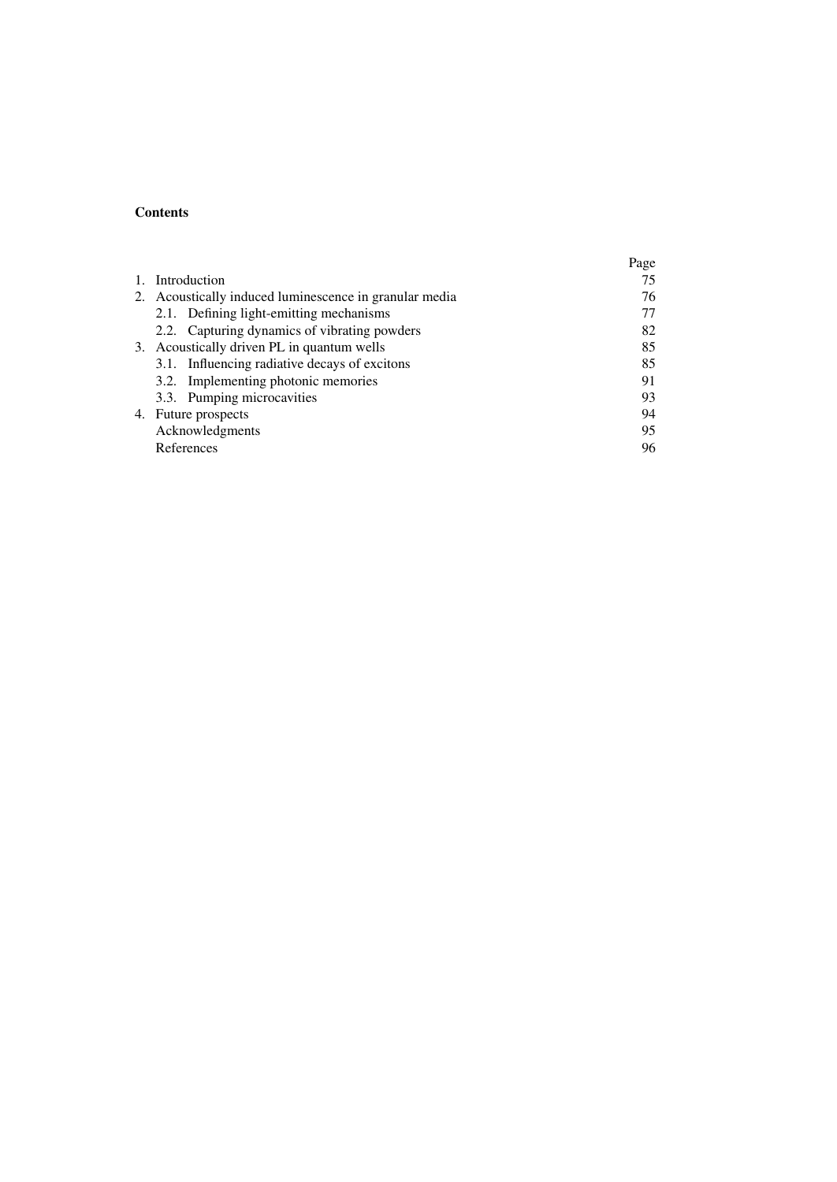**Contents**

| | Page |
|---|---|
| 1. Introduction | 75 |
| 2. Acoustically induced luminescence in granular media | 76 |
| 2.1. Defining light-emitting mechanisms | 77 |
| 2.2. Capturing dynamics of vibrating powders | 82 |
| 3. Acoustically driven PL in quantum wells | 85 |
| 3.1. Influencing radiative decays of excitons | 85 |
| 3.2. Implementing photonic memories | 91 |
| 3.3. Pumping microcavities | 93 |
| 4. Future prospects | 94 |
| Acknowledgments | 95 |
| References | 96 |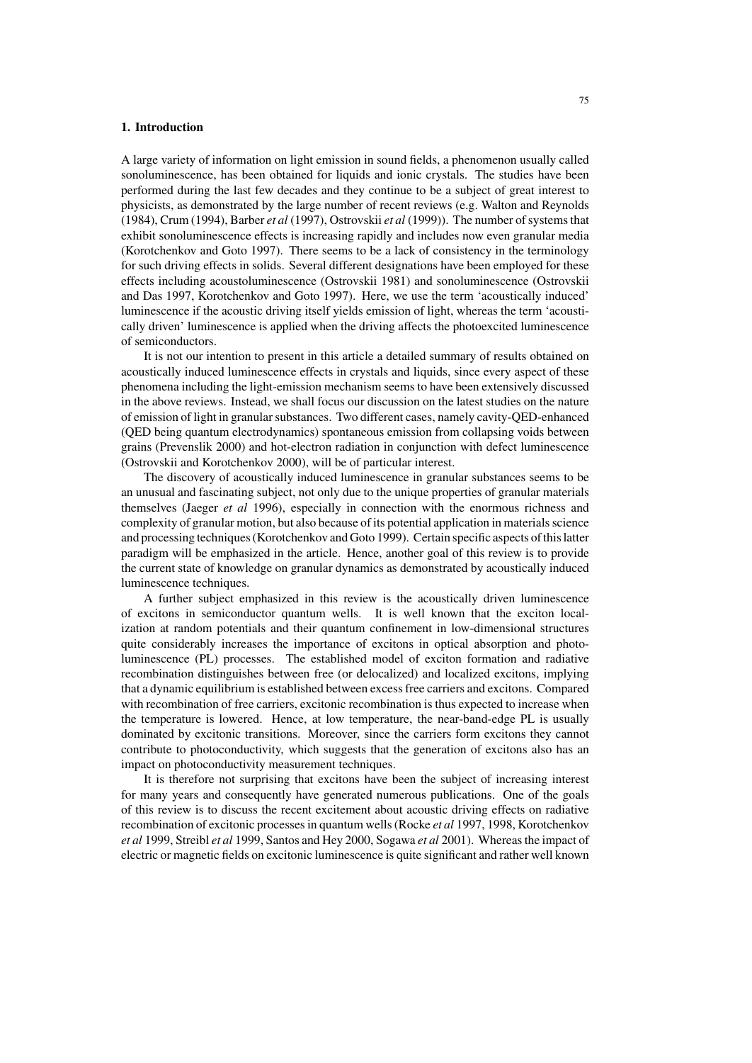## 1. Introduction

A large variety of information on light emission in sound fields, a phenomenon usually called sonoluminescence, has been obtained for liquids and ionic crystals. The studies have been performed during the last few decades and they continue to be a subject of great interest to physicists, as demonstrated by the large number of recent reviews (e.g. Walton and Reynolds (1984), Crum (1994), Barber *et al* (1997), Ostrovskii *et al* (1999)). The number of systems that exhibit sonoluminescence effects is increasing rapidly and includes now even granular media (Korotchenkov and Goto 1997). There seems to be a lack of consistency in the terminology for such driving effects in solids. Several different designations have been employed for these effects including acoustoluminescence (Ostrovskii 1981) and sonoluminescence (Ostrovskii and Das 1997, Korotchenkov and Goto 1997). Here, we use the term 'acoustically induced' luminescence if the acoustic driving itself yields emission of light, whereas the term 'acoustically driven' luminescence is applied when the driving affects the photoexcited luminescence of semiconductors.

It is not our intention to present in this article a detailed summary of results obtained on acoustically induced luminescence effects in crystals and liquids, since every aspect of these phenomena including the light-emission mechanism seems to have been extensively discussed in the above reviews. Instead, we shall focus our discussion on the latest studies on the nature of emission of light in granular substances. Two different cases, namely cavity-QED-enhanced (QED being quantum electrodynamics) spontaneous emission from collapsing voids between grains (Prevenslik 2000) and hot-electron radiation in conjunction with defect luminescence (Ostrovskii and Korotchenkov 2000), will be of particular interest.

The discovery of acoustically induced luminescence in granular substances seems to be an unusual and fascinating subject, not only due to the unique properties of granular materials themselves (Jaeger *et al* 1996), especially in connection with the enormous richness and complexity of granular motion, but also because of its potential application in materials science and processing techniques (Korotchenkov and Goto 1999). Certain specific aspects of this latter paradigm will be emphasized in the article. Hence, another goal of this review is to provide the current state of knowledge on granular dynamics as demonstrated by acoustically induced luminescence techniques.

A further subject emphasized in this review is the acoustically driven luminescence of excitons in semiconductor quantum wells. It is well known that the exciton localization at random potentials and their quantum confinement in low-dimensional structures quite considerably increases the importance of excitons in optical absorption and photoluminescence (PL) processes. The established model of exciton formation and radiative recombination distinguishes between free (or delocalized) and localized excitons, implying that a dynamic equilibrium is established between excess free carriers and excitons. Compared with recombination of free carriers, excitonic recombination is thus expected to increase when the temperature is lowered. Hence, at low temperature, the near-band-edge PL is usually dominated by excitonic transitions. Moreover, since the carriers form excitons they cannot contribute to photoconductivity, which suggests that the generation of excitons also has an impact on photoconductivity measurement techniques.

It is therefore not surprising that excitons have been the subject of increasing interest for many years and consequently have generated numerous publications. One of the goals of this review is to discuss the recent excitement about acoustic driving effects on radiative recombination of excitonic processes in quantum wells (Rocke *et al* 1997, 1998, Korotchenkov *et al* 1999, Streibl *et al* 1999, Santos and Hey 2000, Sogawa *et al* 2001). Whereas the impact of electric or magnetic fields on excitonic luminescence is quite significant and rather well known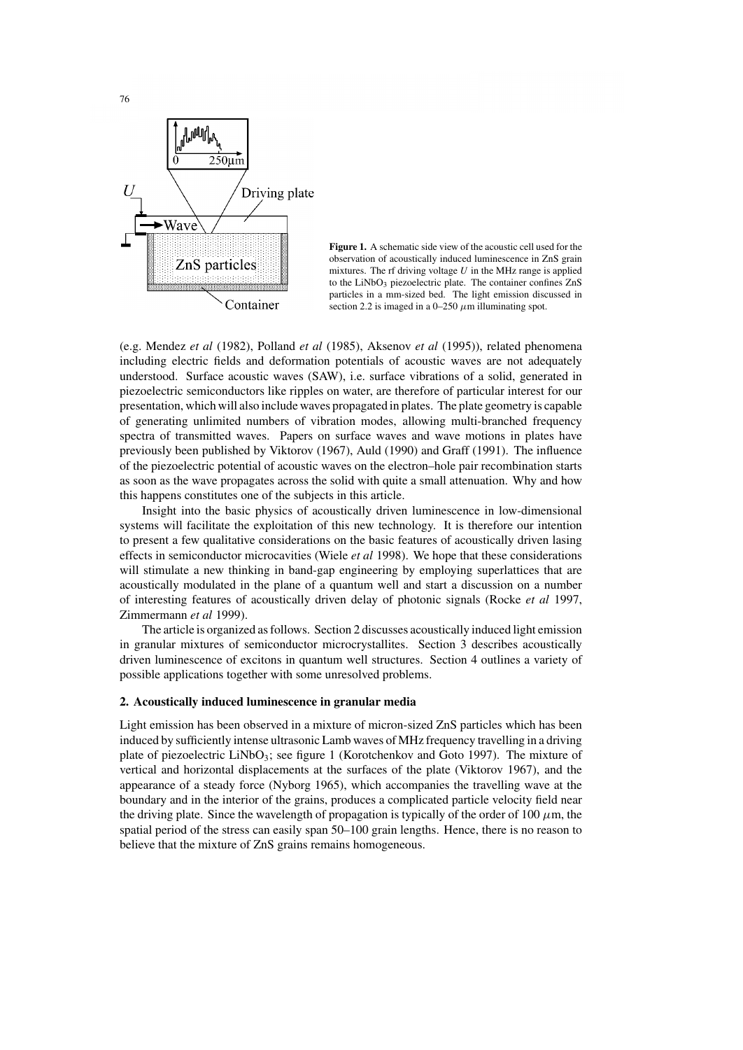**Figure 1.** A schematic side view of the acoustic cell used for the observation of acoustically induced luminescence in ZnS grain mixtures. The rf driving voltage $U$ in the MHz range is applied to the $LiNbO_3$ piezoelectric plate. The container confines ZnS particles in a mm-sized bed. The light emission discussed in section 2.2 is imaged in a 0–250 $\mu$m illuminating spot.

(e.g. Mendez *et al* (1982), Polland *et al* (1985), Aksenov *et al* (1995)), related phenomena including electric fields and deformation potentials of acoustic waves are not adequately understood. Surface acoustic waves (SAW), i.e. surface vibrations of a solid, generated in piezoelectric semiconductors like ripples on water, are therefore of particular interest for our presentation, which will also include waves propagated in plates. The plate geometry is capable of generating unlimited numbers of vibration modes, allowing multi-branched frequency spectra of transmitted waves. Papers on surface waves and wave motions in plates have previously been published by Viktorov (1967), Auld (1990) and Graff (1991). The influence of the piezoelectric potential of acoustic waves on the electron–hole pair recombination starts as soon as the wave propagates across the solid with quite a small attenuation. Why and how this happens constitutes one of the subjects in this article.

Insight into the basic physics of acoustically driven luminescence in low-dimensional systems will facilitate the exploitation of this new technology. It is therefore our intention to present a few qualitative considerations on the basic features of acoustically driven lasing effects in semiconductor microcavities (Wiele *et al* 1998). We hope that these considerations will stimulate a new thinking in band-gap engineering by employing superlattices that are acoustically modulated in the plane of a quantum well and start a discussion on a number of interesting features of acoustically driven delay of photonic signals (Rocke *et al* 1997, Zimmermann *et al* 1999).

The article is organized as follows. Section 2 discusses acoustically induced light emission in granular mixtures of semiconductor microcrystallites. Section 3 describes acoustically driven luminescence of excitons in quantum well structures. Section 4 outlines a variety of possible applications together with some unresolved problems.

## 2. Acoustically induced luminescence in granular media

Light emission has been observed in a mixture of micron-sized ZnS particles which has been induced by sufficiently intense ultrasonic Lamb waves of MHz frequency travelling in a driving plate of piezoelectric $LiNbO_3$; see figure 1 (Korotchenkov and Goto 1997). The mixture of vertical and horizontal displacements at the surfaces of the plate (Viktorov 1967), and the appearance of a steady force (Nyborg 1965), which accompanies the travelling wave at the boundary and in the interior of the grains, produces a complicated particle velocity field near the driving plate. Since the wavelength of propagation is typically of the order of 100 $\mu$m, the spatial period of the stress can easily span 50–100 grain lengths. Hence, there is no reason to believe that the mixture of ZnS grains remains homogeneous.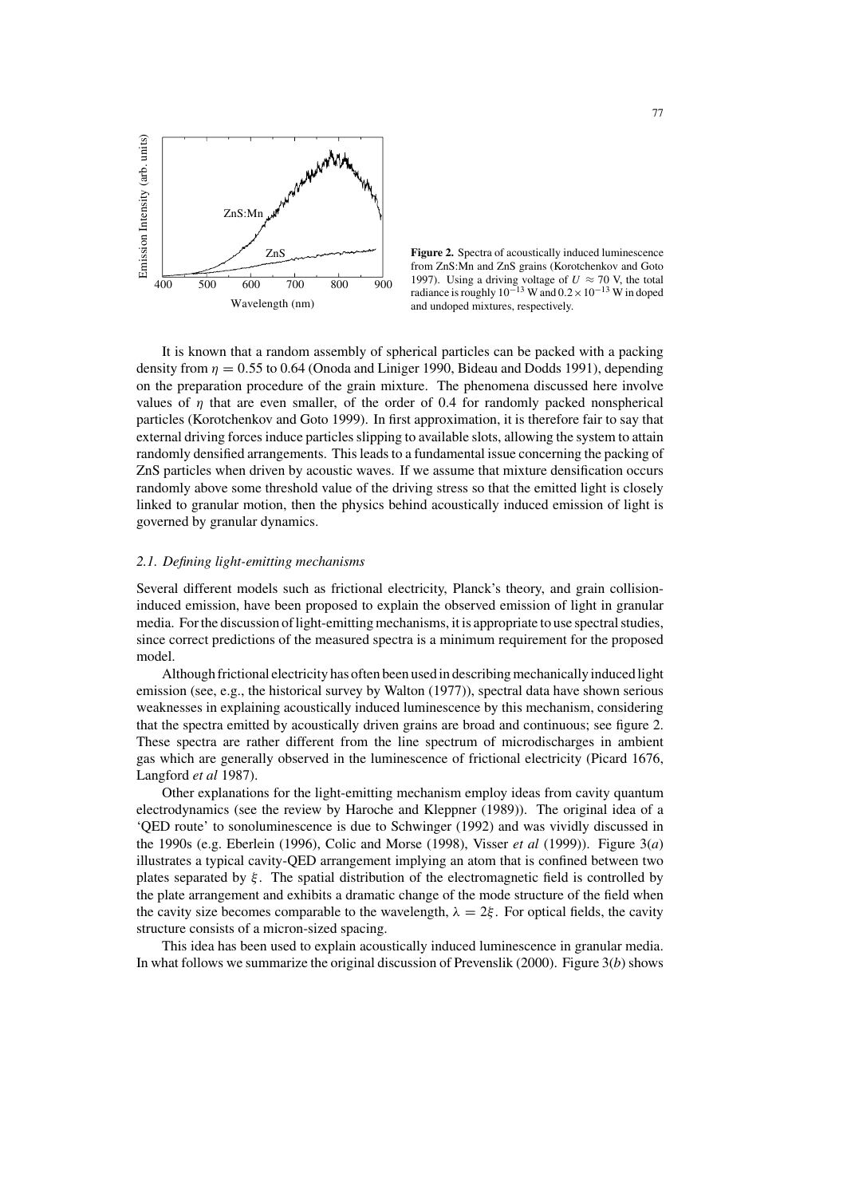**Figure 2.** Spectra of acoustically induced luminescence from ZnS:Mn and ZnS grains (Korotchenkov and Goto 1997). Using a driving voltage of $U \approx 70$ V, the total radiance is roughly $10^{-13}$ W and $0.2 \times 10^{-13}$ W in doped and undoped mixtures, respectively.

It is known that a random assembly of spherical particles can be packed with a packing density from $\eta = 0.55$ to 0.64 (Onoda and Liniger 1990, Bideau and Dodds 1991), depending on the preparation procedure of the grain mixture. The phenomena discussed here involve values of $\eta$ that are even smaller, of the order of 0.4 for randomly packed nonspherical particles (Korotchenkov and Goto 1999). In first approximation, it is therefore fair to say that external driving forces induce particles slipping to available slots, allowing the system to attain randomly densified arrangements. This leads to a fundamental issue concerning the packing of ZnS particles when driven by acoustic waves. If we assume that mixture densification occurs randomly above some threshold value of the driving stress so that the emitted light is closely linked to granular motion, then the physics behind acoustically induced emission of light is governed by granular dynamics.

### *2.1. Defining light-emitting mechanisms*

Several different models such as frictional electricity, Planck's theory, and grain collision-induced emission, have been proposed to explain the observed emission of light in granular media. For the discussion of light-emitting mechanisms, it is appropriate to use spectral studies, since correct predictions of the measured spectra is a minimum requirement for the proposed model.

Although frictional electricity has often been used in describing mechanically induced light emission (see, e.g., the historical survey by Walton (1977)), spectral data have shown serious weaknesses in explaining acoustically induced luminescence by this mechanism, considering that the spectra emitted by acoustically driven grains are broad and continuous; see figure 2. These spectra are rather different from the line spectrum of microdischarges in ambient gas which are generally observed in the luminescence of frictional electricity (Picard 1676, Langford *et al* 1987).

Other explanations for the light-emitting mechanism employ ideas from cavity quantum electrodynamics (see the review by Haroche and Kleppner (1989)). The original idea of a 'QED route' to sonoluminescence is due to Schwinger (1992) and was vividly discussed in the 1990s (e.g. Eberlein (1996), Colic and Morse (1998), Visser *et al* (1999)). Figure 3(*a*) illustrates a typical cavity-QED arrangement implying an atom that is confined between two plates separated by $\xi$. The spatial distribution of the electromagnetic field is controlled by the plate arrangement and exhibits a dramatic change of the mode structure of the field when the cavity size becomes comparable to the wavelength, $\lambda = 2\xi$. For optical fields, the cavity structure consists of a micron-sized spacing.

This idea has been used to explain acoustically induced luminescence in granular media. In what follows we summarize the original discussion of Prevenslik (2000). Figure 3(*b*) shows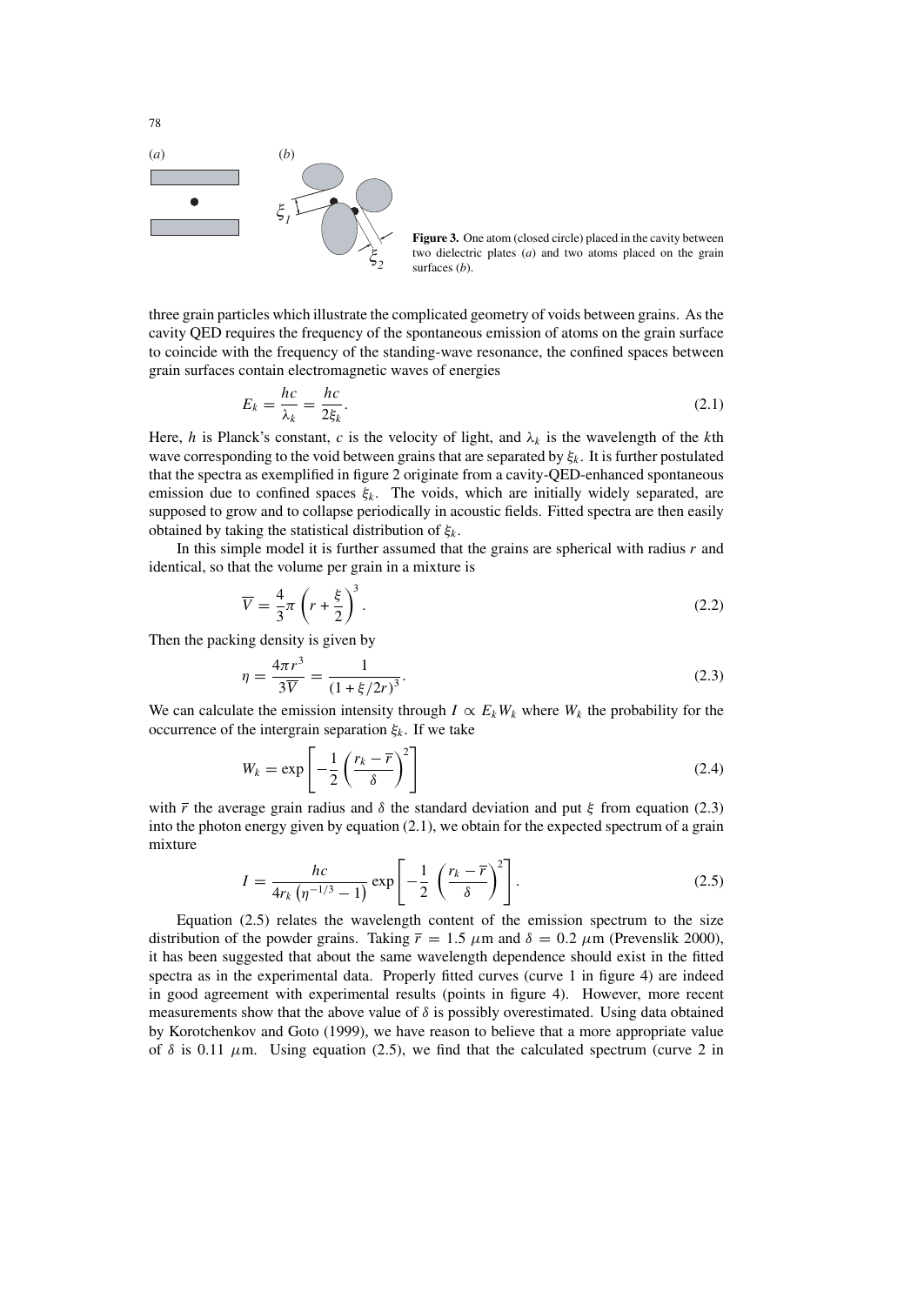**Figure 3.** One atom (closed circle) placed in the cavity between two dielectric plates (*a*) and two atoms placed on the grain surfaces (*b*).

three grain particles which illustrate the complicated geometry of voids between grains. As the cavity QED requires the frequency of the spontaneous emission of atoms on the grain surface to coincide with the frequency of the standing-wave resonance, the confined spaces between grain surfaces contain electromagnetic waves of energies

$$E_k = \frac{hc}{\lambda_k} = \frac{hc}{2\xi_k}. \tag{2.1}$$

Here, $h$ is Planck's constant, $c$ is the velocity of light, and $\lambda_k$ is the wavelength of the $k$th wave corresponding to the void between grains that are separated by $\xi_k$. It is further postulated that the spectra as exemplified in figure 2 originate from a cavity-QED-enhanced spontaneous emission due to confined spaces $\xi_k$. The voids, which are initially widely separated, are supposed to grow and to collapse periodically in acoustic fields. Fitted spectra are then easily obtained by taking the statistical distribution of $\xi_k$.

In this simple model it is further assumed that the grains are spherical with radius $r$ and identical, so that the volume per grain in a mixture is

$$\overline{V} = \frac{4}{3}\pi\left(r + \frac{\xi}{2}\right)^3. \tag{2.2}$$

Then the packing density is given by

$$\eta = \frac{4\pi r^3}{3\overline{V}} = \frac{1}{(1 + \xi/2r)^3}. \tag{2.3}$$

We can calculate the emission intensity through $I \propto E_k W_k$ where $W_k$ the probability for the occurrence of the intergrain separation $\xi_k$. If we take

$$W_k = \exp\left[-\frac{1}{2}\left(\frac{r_k - \overline{r}}{\delta}\right)^2\right] \tag{2.4}$$

with $\overline{r}$ the average grain radius and $\delta$ the standard deviation and put $\xi$ from equation (2.3) into the photon energy given by equation (2.1), we obtain for the expected spectrum of a grain mixture

$$I = \frac{hc}{4r_k\left(\eta^{-1/3} - 1\right)} \exp\left[-\frac{1}{2}\left(\frac{r_k - \overline{r}}{\delta}\right)^2\right]. \tag{2.5}$$

Equation (2.5) relates the wavelength content of the emission spectrum to the size distribution of the powder grains. Taking $\overline{r} = 1.5$ $\mu$m and $\delta = 0.2$ $\mu$m (Prevenslik 2000), it has been suggested that about the same wavelength dependence should exist in the fitted spectra as in the experimental data. Properly fitted curves (curve 1 in figure 4) are indeed in good agreement with experimental results (points in figure 4). However, more recent measurements show that the above value of $\delta$ is possibly overestimated. Using data obtained by Korotchenkov and Goto (1999), we have reason to believe that a more appropriate value of $\delta$ is 0.11 $\mu$m. Using equation (2.5), we find that the calculated spectrum (curve 2 in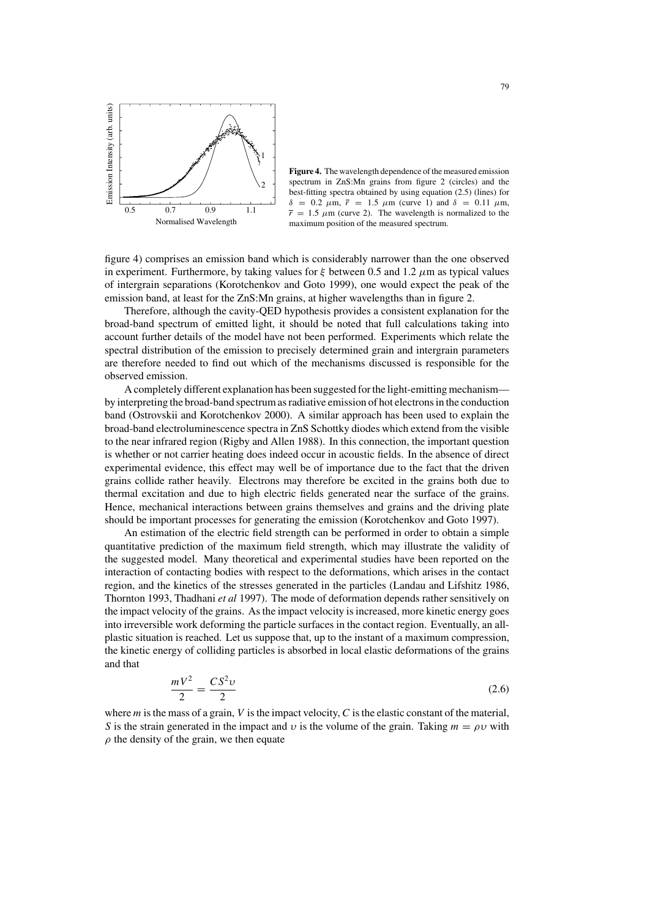**Figure 4.** The wavelength dependence of the measured emission spectrum in ZnS:Mn grains from figure 2 (circles) and the best-fitting spectra obtained by using equation (2.5) (lines) for $\delta = 0.2$ $\mu$m, $\bar{r} = 1.5$ $\mu$m (curve 1) and $\delta = 0.11$ $\mu$m, $\bar{r} = 1.5$ $\mu$m (curve 2). The wavelength is normalized to the maximum position of the measured spectrum.

figure 4) comprises an emission band which is considerably narrower than the one observed in experiment. Furthermore, by taking values for $\xi$ between 0.5 and 1.2 $\mu$m as typical values of intergrain separations (Korotchenkov and Goto 1999), one would expect the peak of the emission band, at least for the ZnS:Mn grains, at higher wavelengths than in figure 2.

Therefore, although the cavity-QED hypothesis provides a consistent explanation for the broad-band spectrum of emitted light, it should be noted that full calculations taking into account further details of the model have not been performed. Experiments which relate the spectral distribution of the emission to precisely determined grain and intergrain parameters are therefore needed to find out which of the mechanisms discussed is responsible for the observed emission.

A completely different explanation has been suggested for the light-emitting mechanism—by interpreting the broad-band spectrum as radiative emission of hot electrons in the conduction band (Ostrovskii and Korotchenkov 2000). A similar approach has been used to explain the broad-band electroluminescence spectra in ZnS Schottky diodes which extend from the visible to the near infrared region (Rigby and Allen 1988). In this connection, the important question is whether or not carrier heating does indeed occur in acoustic fields. In the absence of direct experimental evidence, this effect may well be of importance due to the fact that the driven grains collide rather heavily. Electrons may therefore be excited in the grains both due to thermal excitation and due to high electric fields generated near the surface of the grains. Hence, mechanical interactions between grains themselves and grains and the driving plate should be important processes for generating the emission (Korotchenkov and Goto 1997).

An estimation of the electric field strength can be performed in order to obtain a simple quantitative prediction of the maximum field strength, which may illustrate the validity of the suggested model. Many theoretical and experimental studies have been reported on the interaction of contacting bodies with respect to the deformations, which arises in the contact region, and the kinetics of the stresses generated in the particles (Landau and Lifshitz 1986, Thornton 1993, Thadhani *et al* 1997). The mode of deformation depends rather sensitively on the impact velocity of the grains. As the impact velocity is increased, more kinetic energy goes into irreversible work deforming the particle surfaces in the contact region. Eventually, an all-plastic situation is reached. Let us suppose that, up to the instant of a maximum compression, the kinetic energy of colliding particles is absorbed in local elastic deformations of the grains and that

$$\frac{mV^2}{2} = \frac{CS^2\upsilon}{2} \tag{2.6}$$

where $m$ is the mass of a grain, $V$ is the impact velocity, $C$ is the elastic constant of the material, $S$ is the strain generated in the impact and $\upsilon$ is the volume of the grain. Taking $m = \rho\upsilon$ with $\rho$ the density of the grain, we then equate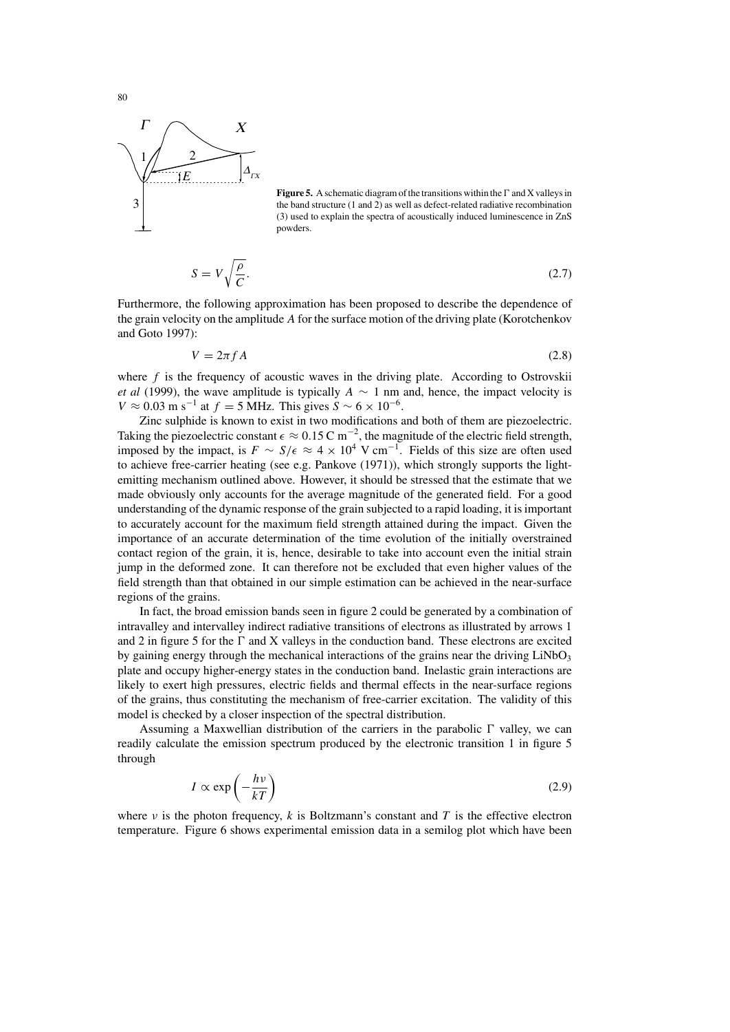**Figure 5.** A schematic diagram of the transitions within the Γ and X valleys in the band structure (1 and 2) as well as defect-related radiative recombination (3) used to explain the spectra of acoustically induced luminescence in ZnS powders.

$$S = V\sqrt{\frac{\rho}{C}}. \tag{2.7}$$

Furthermore, the following approximation has been proposed to describe the dependence of the grain velocity on the amplitude $A$ for the surface motion of the driving plate (Korotchenkov and Goto 1997):

$$V = 2\pi f A \tag{2.8}$$

where $f$ is the frequency of acoustic waves in the driving plate. According to Ostrovskii *et al* (1999), the wave amplitude is typically $A \sim 1$ nm and, hence, the impact velocity is $V \approx 0.03$ m s$^{-1}$ at $f = 5$ MHz. This gives $S \sim 6 \times 10^{-6}$.

Zinc sulphide is known to exist in two modifications and both of them are piezoelectric. Taking the piezoelectric constant $\epsilon \approx 0.15$ C m$^{-2}$, the magnitude of the electric field strength, imposed by the impact, is $F \sim S/\epsilon \approx 4 \times 10^4$ V cm$^{-1}$. Fields of this size are often used to achieve free-carrier heating (see e.g. Pankove (1971)), which strongly supports the light-emitting mechanism outlined above. However, it should be stressed that the estimate that we made obviously only accounts for the average magnitude of the generated field. For a good understanding of the dynamic response of the grain subjected to a rapid loading, it is important to accurately account for the maximum field strength attained during the impact. Given the importance of an accurate determination of the time evolution of the initially overstrained contact region of the grain, it is, hence, desirable to take into account even the initial strain jump in the deformed zone. It can therefore not be excluded that even higher values of the field strength than that obtained in our simple estimation can be achieved in the near-surface regions of the grains.

In fact, the broad emission bands seen in figure 2 could be generated by a combination of intravalley and intervalley indirect radiative transitions of electrons as illustrated by arrows 1 and 2 in figure 5 for the Γ and X valleys in the conduction band. These electrons are excited by gaining energy through the mechanical interactions of the grains near the driving $LiNbO_3$ plate and occupy higher-energy states in the conduction band. Inelastic grain interactions are likely to exert high pressures, electric fields and thermal effects in the near-surface regions of the grains, thus constituting the mechanism of free-carrier excitation. The validity of this model is checked by a closer inspection of the spectral distribution.

Assuming a Maxwellian distribution of the carriers in the parabolic Γ valley, we can readily calculate the emission spectrum produced by the electronic transition 1 in figure 5 through

$$I \propto \exp\left(-\frac{h\nu}{kT}\right) \tag{2.9}$$

where $\nu$ is the photon frequency, $k$ is Boltzmann's constant and $T$ is the effective electron temperature. Figure 6 shows experimental emission data in a semilog plot which have been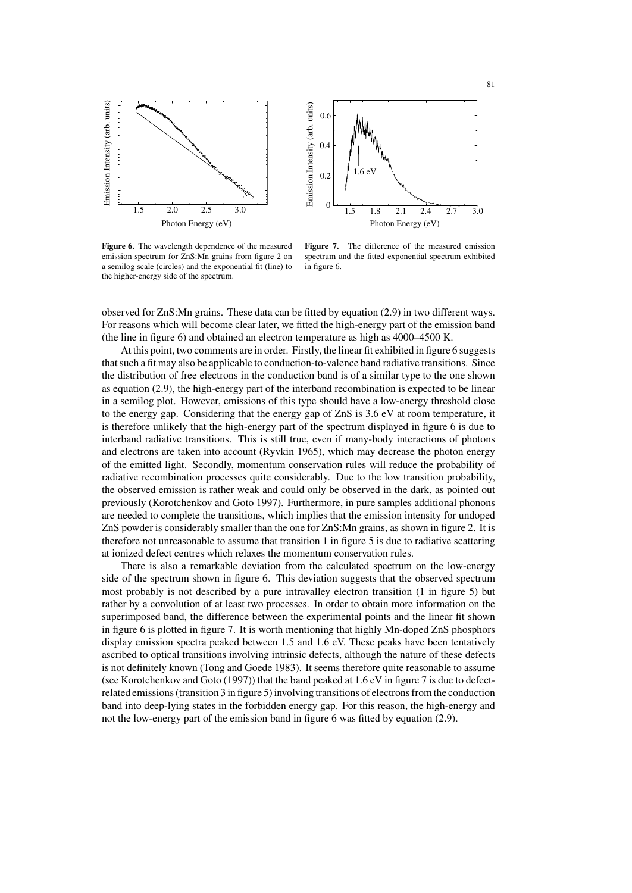**Figure 6.** The wavelength dependence of the measured emission spectrum for ZnS:Mn grains from figure 2 on a semilog scale (circles) and the exponential fit (line) to the higher-energy side of the spectrum.

**Figure 7.** The difference of the measured emission spectrum and the fitted exponential spectrum exhibited in figure 6.

observed for ZnS:Mn grains. These data can be fitted by equation (2.9) in two different ways. For reasons which will become clear later, we fitted the high-energy part of the emission band (the line in figure 6) and obtained an electron temperature as high as 4000–4500 K.

At this point, two comments are in order. Firstly, the linear fit exhibited in figure 6 suggests that such a fit may also be applicable to conduction-to-valence band radiative transitions. Since the distribution of free electrons in the conduction band is of a similar type to the one shown as equation (2.9), the high-energy part of the interband recombination is expected to be linear in a semilog plot. However, emissions of this type should have a low-energy threshold close to the energy gap. Considering that the energy gap of ZnS is 3.6 eV at room temperature, it is therefore unlikely that the high-energy part of the spectrum displayed in figure 6 is due to interband radiative transitions. This is still true, even if many-body interactions of photons and electrons are taken into account (Ryvkin 1965), which may decrease the photon energy of the emitted light. Secondly, momentum conservation rules will reduce the probability of radiative recombination processes quite considerably. Due to the low transition probability, the observed emission is rather weak and could only be observed in the dark, as pointed out previously (Korotchenkov and Goto 1997). Furthermore, in pure samples additional phonons are needed to complete the transitions, which implies that the emission intensity for undoped ZnS powder is considerably smaller than the one for ZnS:Mn grains, as shown in figure 2. It is therefore not unreasonable to assume that transition 1 in figure 5 is due to radiative scattering at ionized defect centres which relaxes the momentum conservation rules.

There is also a remarkable deviation from the calculated spectrum on the low-energy side of the spectrum shown in figure 6. This deviation suggests that the observed spectrum most probably is not described by a pure intravalley electron transition (1 in figure 5) but rather by a convolution of at least two processes. In order to obtain more information on the superimposed band, the difference between the experimental points and the linear fit shown in figure 6 is plotted in figure 7. It is worth mentioning that highly Mn-doped ZnS phosphors display emission spectra peaked between 1.5 and 1.6 eV. These peaks have been tentatively ascribed to optical transitions involving intrinsic defects, although the nature of these defects is not definitely known (Tong and Goede 1983). It seems therefore quite reasonable to assume (see Korotchenkov and Goto (1997)) that the band peaked at 1.6 eV in figure 7 is due to defect-related emissions (transition 3 in figure 5) involving transitions of electrons from the conduction band into deep-lying states in the forbidden energy gap. For this reason, the high-energy and not the low-energy part of the emission band in figure 6 was fitted by equation (2.9).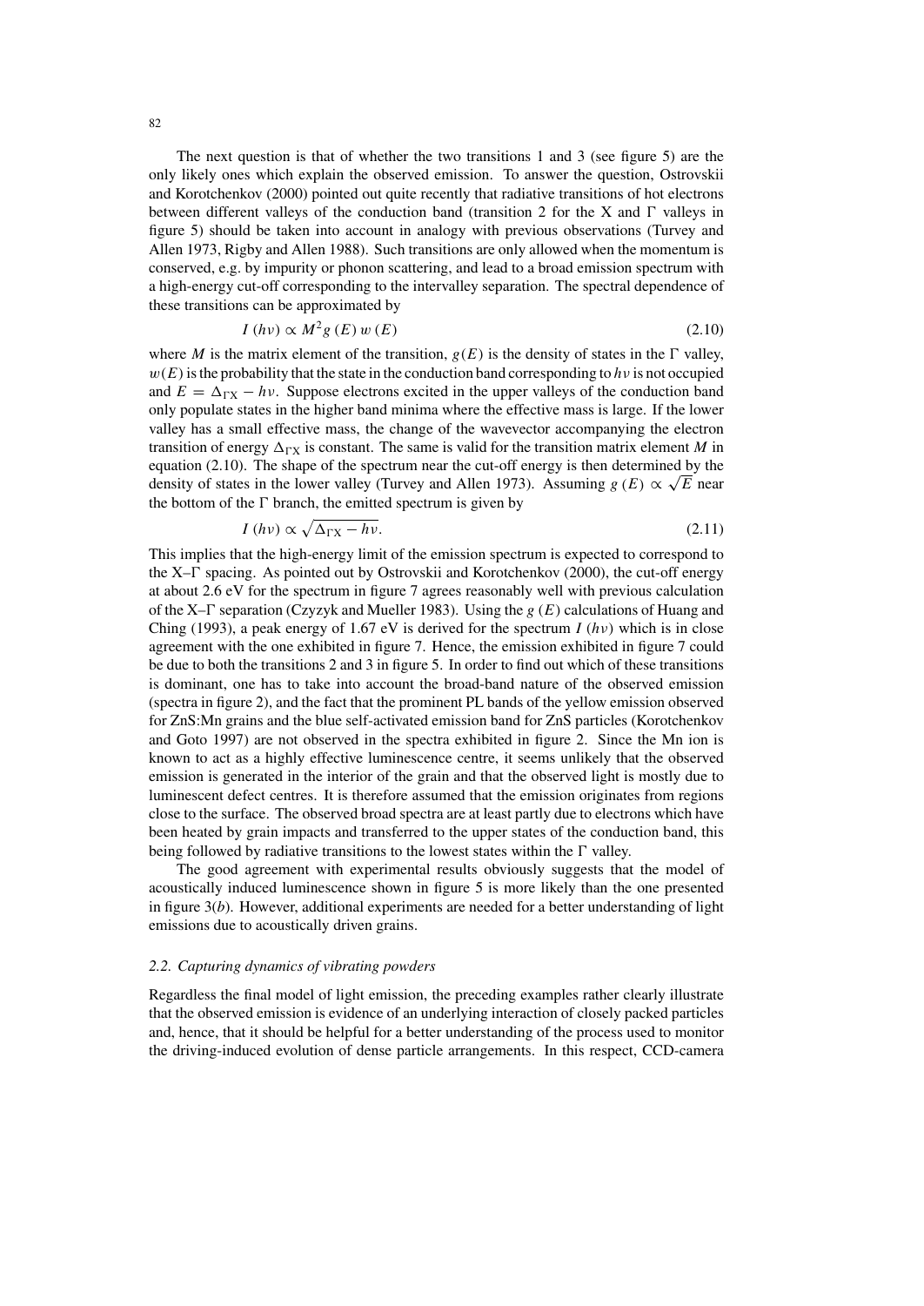The next question is that of whether the two transitions 1 and 3 (see figure 5) are the only likely ones which explain the observed emission. To answer the question, Ostrovskii and Korotchenkov (2000) pointed out quite recently that radiative transitions of hot electrons between different valleys of the conduction band (transition 2 for the X and $\Gamma$ valleys in figure 5) should be taken into account in analogy with previous observations (Turvey and Allen 1973, Rigby and Allen 1988). Such transitions are only allowed when the momentum is conserved, e.g. by impurity or phonon scattering, and lead to a broad emission spectrum with a high-energy cut-off corresponding to the intervalley separation. The spectral dependence of these transitions can be approximated by

$$I\,(h\nu) \propto M^2 g\,(E)\,w\,(E) \tag{2.10}$$

where $M$ is the matrix element of the transition, $g(E)$ is the density of states in the $\Gamma$ valley, $w(E)$ is the probability that the state in the conduction band corresponding to $h\nu$ is not occupied and $E = \Delta_{\Gamma X} - h\nu$. Suppose electrons excited in the upper valleys of the conduction band only populate states in the higher band minima where the effective mass is large. If the lower valley has a small effective mass, the change of the wavevector accompanying the electron transition of energy $\Delta_{\Gamma X}$ is constant. The same is valid for the transition matrix element $M$ in equation (2.10). The shape of the spectrum near the cut-off energy is then determined by the density of states in the lower valley (Turvey and Allen 1973). Assuming $g\,(E) \propto \sqrt{E}$ near the bottom of the $\Gamma$ branch, the emitted spectrum is given by

$$I\,(h\nu) \propto \sqrt{\Delta_{\Gamma X} - h\nu}. \tag{2.11}$$

This implies that the high-energy limit of the emission spectrum is expected to correspond to the X–$\Gamma$ spacing. As pointed out by Ostrovskii and Korotchenkov (2000), the cut-off energy at about 2.6 eV for the spectrum in figure 7 agrees reasonably well with previous calculation of the X–$\Gamma$ separation (Czyzyk and Mueller 1983). Using the $g\,(E)$ calculations of Huang and Ching (1993), a peak energy of 1.67 eV is derived for the spectrum $I\,(h\nu)$ which is in close agreement with the one exhibited in figure 7. Hence, the emission exhibited in figure 7 could be due to both the transitions 2 and 3 in figure 5. In order to find out which of these transitions is dominant, one has to take into account the broad-band nature of the observed emission (spectra in figure 2), and the fact that the prominent PL bands of the yellow emission observed for ZnS:Mn grains and the blue self-activated emission band for ZnS particles (Korotchenkov and Goto 1997) are not observed in the spectra exhibited in figure 2. Since the Mn ion is known to act as a highly effective luminescence centre, it seems unlikely that the observed emission is generated in the interior of the grain and that the observed light is mostly due to luminescent defect centres. It is therefore assumed that the emission originates from regions close to the surface. The observed broad spectra are at least partly due to electrons which have been heated by grain impacts and transferred to the upper states of the conduction band, this being followed by radiative transitions to the lowest states within the $\Gamma$ valley.

The good agreement with experimental results obviously suggests that the model of acoustically induced luminescence shown in figure 5 is more likely than the one presented in figure 3(*b*). However, additional experiments are needed for a better understanding of light emissions due to acoustically driven grains.

### *2.2. Capturing dynamics of vibrating powders*

Regardless the final model of light emission, the preceding examples rather clearly illustrate that the observed emission is evidence of an underlying interaction of closely packed particles and, hence, that it should be helpful for a better understanding of the process used to monitor the driving-induced evolution of dense particle arrangements. In this respect, CCD-camera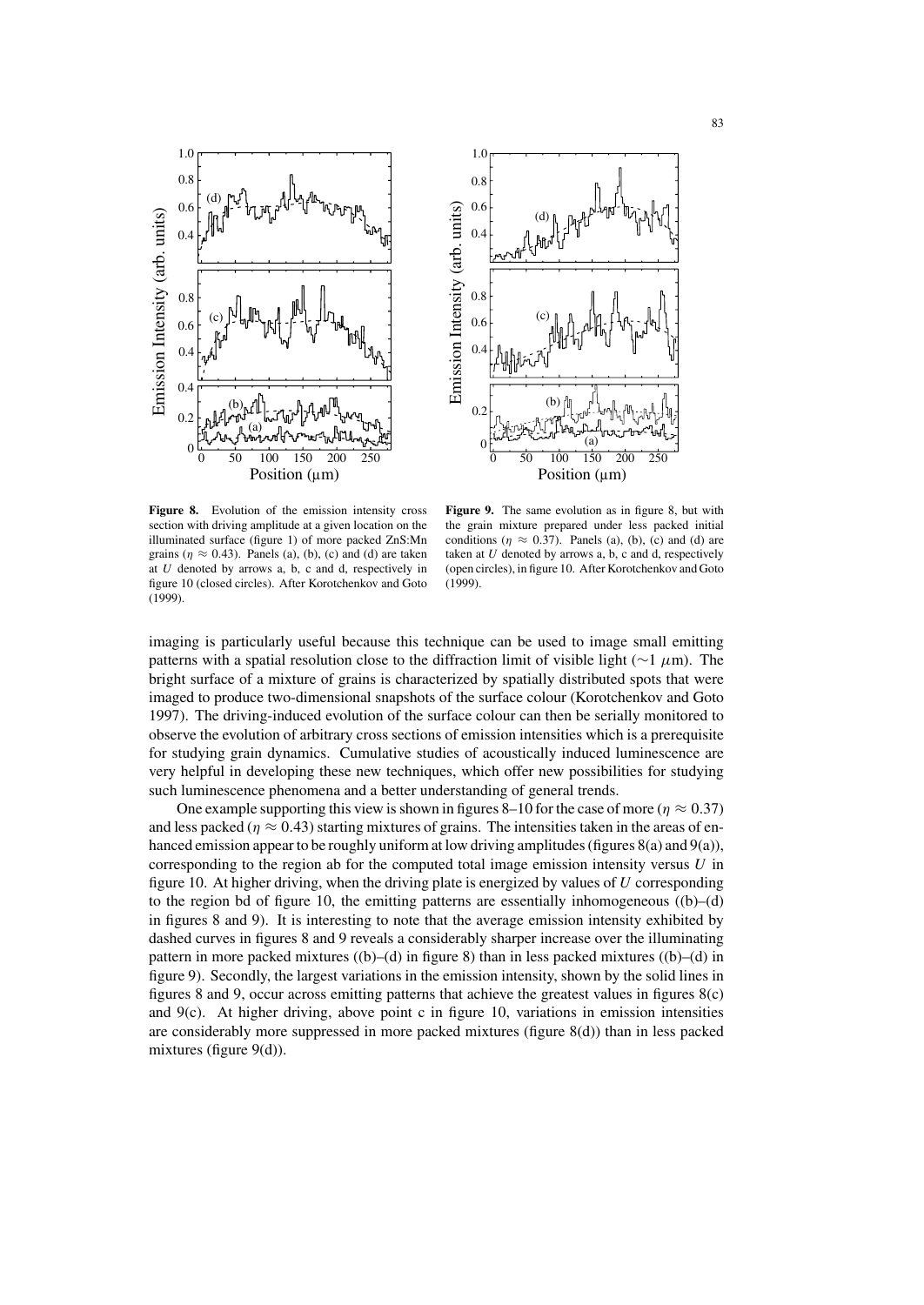**Figure 8.** Evolution of the emission intensity cross section with driving amplitude at a given location on the illuminated surface (figure 1) of more packed ZnS:Mn grains ($\eta \approx 0.43$). Panels (a), (b), (c) and (d) are taken at $U$ denoted by arrows a, b, c and d, respectively in figure 10 (closed circles). After Korotchenkov and Goto (1999).

**Figure 9.** The same evolution as in figure 8, but with the grain mixture prepared under less packed initial conditions ($\eta \approx 0.37$). Panels (a), (b), (c) and (d) are taken at $U$ denoted by arrows a, b, c and d, respectively (open circles), in figure 10. After Korotchenkov and Goto (1999).

imaging is particularly useful because this technique can be used to image small emitting patterns with a spatial resolution close to the diffraction limit of visible light ($\sim$1 $\mu$m). The bright surface of a mixture of grains is characterized by spatially distributed spots that were imaged to produce two-dimensional snapshots of the surface colour (Korotchenkov and Goto 1997). The driving-induced evolution of the surface colour can then be serially monitored to observe the evolution of arbitrary cross sections of emission intensities which is a prerequisite for studying grain dynamics. Cumulative studies of acoustically induced luminescence are very helpful in developing these new techniques, which offer new possibilities for studying such luminescence phenomena and a better understanding of general trends.

One example supporting this view is shown in figures 8–10 for the case of more ($\eta \approx 0.37$) and less packed ($\eta \approx 0.43$) starting mixtures of grains. The intensities taken in the areas of enhanced emission appear to be roughly uniform at low driving amplitudes (figures 8(a) and 9(a)), corresponding to the region ab for the computed total image emission intensity versus $U$ in figure 10. At higher driving, when the driving plate is energized by values of $U$ corresponding to the region bd of figure 10, the emitting patterns are essentially inhomogeneous ((b)–(d) in figures 8 and 9). It is interesting to note that the average emission intensity exhibited by dashed curves in figures 8 and 9 reveals a considerably sharper increase over the illuminating pattern in more packed mixtures ((b)–(d) in figure 8) than in less packed mixtures ((b)–(d) in figure 9). Secondly, the largest variations in the emission intensity, shown by the solid lines in figures 8 and 9, occur across emitting patterns that achieve the greatest values in figures 8(c) and 9(c). At higher driving, above point c in figure 10, variations in emission intensities are considerably more suppressed in more packed mixtures (figure 8(d)) than in less packed mixtures (figure 9(d)).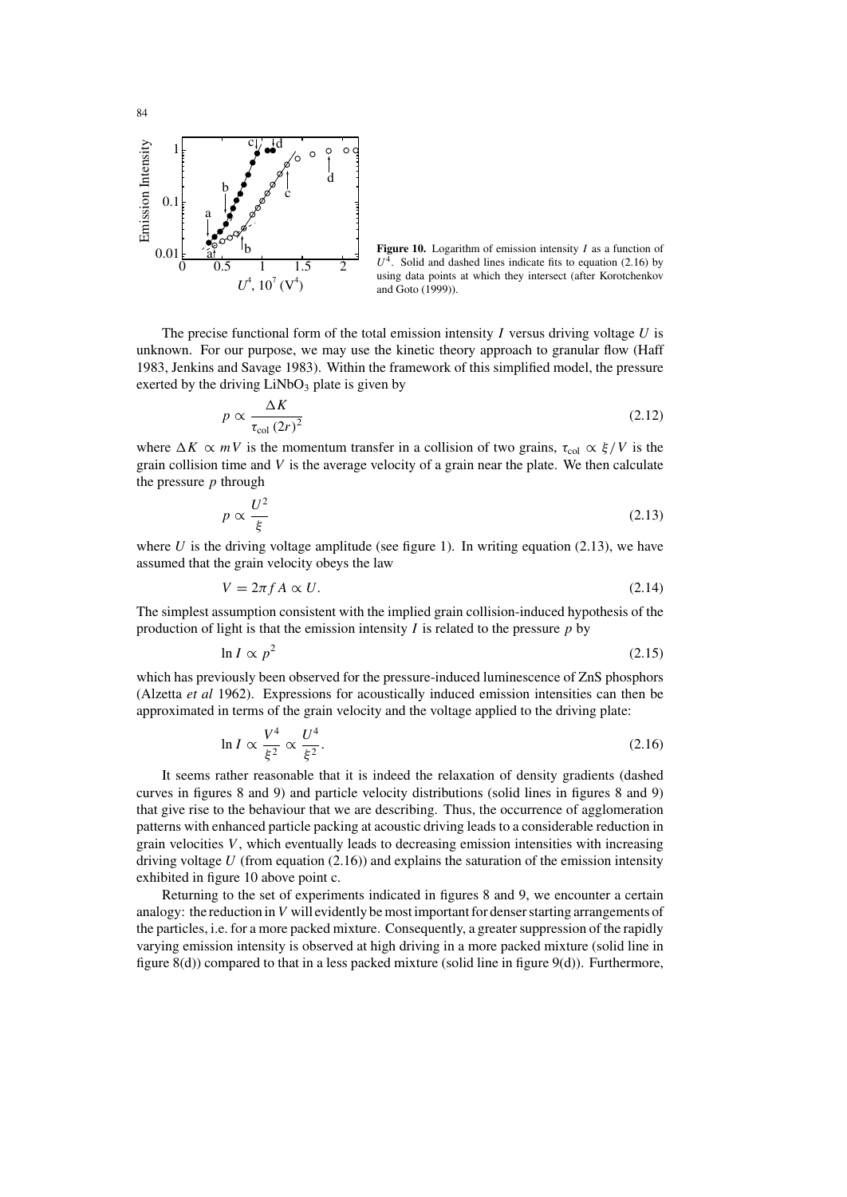**Figure 10.** Logarithm of emission intensity $I$ as a function of $U^4$. Solid and dashed lines indicate fits to equation (2.16) by using data points at which they intersect (after Korotchenkov and Goto (1999)).

The precise functional form of the total emission intensity $I$ versus driving voltage $U$ is unknown. For our purpose, we may use the kinetic theory approach to granular flow (Haff 1983, Jenkins and Savage 1983). Within the framework of this simplified model, the pressure exerted by the driving $LiNbO_3$ plate is given by

$$p \propto \frac{\Delta K}{\tau_{\text{col}} (2r)^2} \tag{2.12}$$

where $\Delta K \propto mV$ is the momentum transfer in a collision of two grains, $\tau_{\text{col}} \propto \xi / V$ is the grain collision time and $V$ is the average velocity of a grain near the plate. We then calculate the pressure $p$ through

$$p \propto \frac{U^2}{\xi} \tag{2.13}$$

where $U$ is the driving voltage amplitude (see figure 1). In writing equation (2.13), we have assumed that the grain velocity obeys the law

$$V = 2\pi f A \propto U. \tag{2.14}$$

The simplest assumption consistent with the implied grain collision-induced hypothesis of the production of light is that the emission intensity $I$ is related to the pressure $p$ by

$$\ln I \propto p^2 \tag{2.15}$$

which has previously been observed for the pressure-induced luminescence of ZnS phosphors (Alzetta *et al* 1962). Expressions for acoustically induced emission intensities can then be approximated in terms of the grain velocity and the voltage applied to the driving plate:

$$\ln I \propto \frac{V^4}{\xi^2} \propto \frac{U^4}{\xi^2}. \tag{2.16}$$

It seems rather reasonable that it is indeed the relaxation of density gradients (dashed curves in figures 8 and 9) and particle velocity distributions (solid lines in figures 8 and 9) that give rise to the behaviour that we are describing. Thus, the occurrence of agglomeration patterns with enhanced particle packing at acoustic driving leads to a considerable reduction in grain velocities $V$, which eventually leads to decreasing emission intensities with increasing driving voltage $U$ (from equation (2.16)) and explains the saturation of the emission intensity exhibited in figure 10 above point c.

Returning to the set of experiments indicated in figures 8 and 9, we encounter a certain analogy: the reduction in $V$ will evidently be most important for denser starting arrangements of the particles, i.e. for a more packed mixture. Consequently, a greater suppression of the rapidly varying emission intensity is observed at high driving in a more packed mixture (solid line in figure 8(d)) compared to that in a less packed mixture (solid line in figure 9(d)). Furthermore,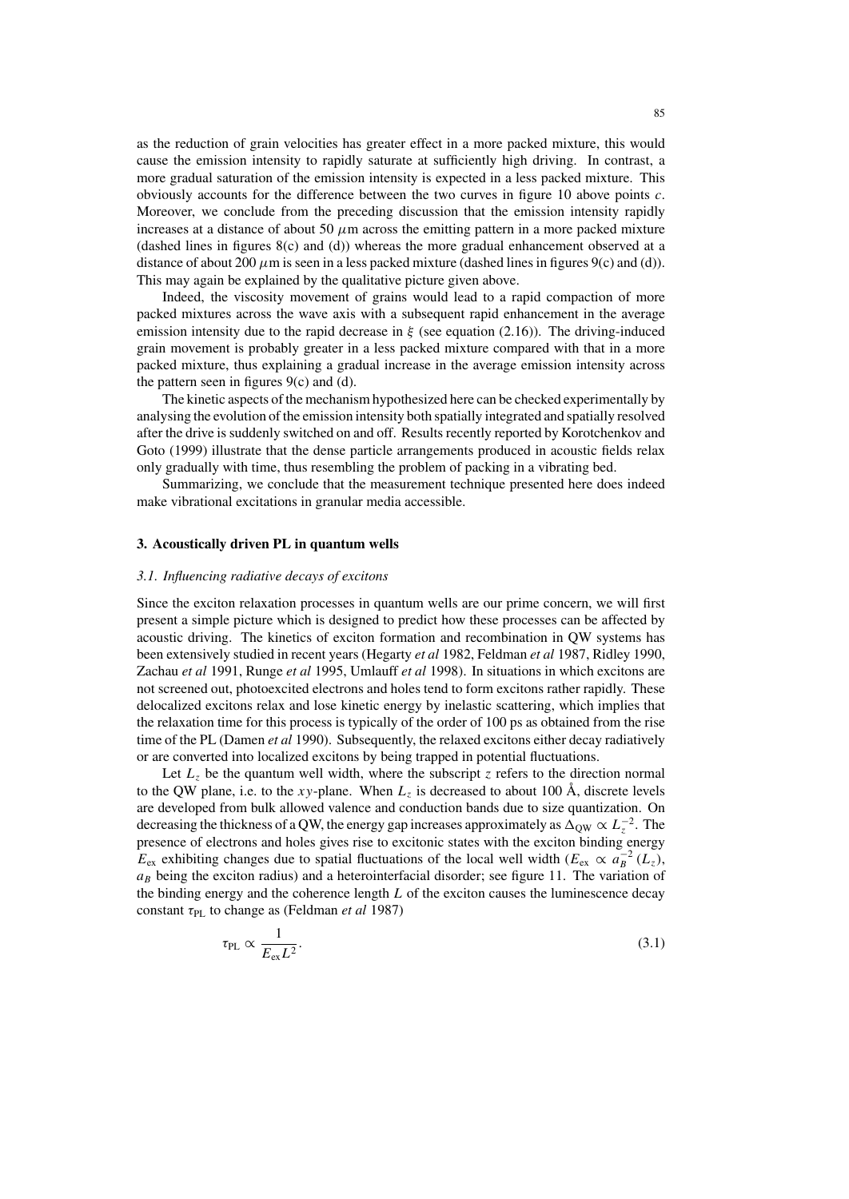as the reduction of grain velocities has greater effect in a more packed mixture, this would cause the emission intensity to rapidly saturate at sufficiently high driving. In contrast, a more gradual saturation of the emission intensity is expected in a less packed mixture. This obviously accounts for the difference between the two curves in figure 10 above points $c$. Moreover, we conclude from the preceding discussion that the emission intensity rapidly increases at a distance of about 50 $\mu$m across the emitting pattern in a more packed mixture (dashed lines in figures 8(c) and (d)) whereas the more gradual enhancement observed at a distance of about 200 $\mu$m is seen in a less packed mixture (dashed lines in figures 9(c) and (d)). This may again be explained by the qualitative picture given above.

Indeed, the viscosity movement of grains would lead to a rapid compaction of more packed mixtures across the wave axis with a subsequent rapid enhancement in the average emission intensity due to the rapid decrease in $\xi$ (see equation (2.16)). The driving-induced grain movement is probably greater in a less packed mixture compared with that in a more packed mixture, thus explaining a gradual increase in the average emission intensity across the pattern seen in figures 9(c) and (d).

The kinetic aspects of the mechanism hypothesized here can be checked experimentally by analysing the evolution of the emission intensity both spatially integrated and spatially resolved after the drive is suddenly switched on and off. Results recently reported by Korotchenkov and Goto (1999) illustrate that the dense particle arrangements produced in acoustic fields relax only gradually with time, thus resembling the problem of packing in a vibrating bed.

Summarizing, we conclude that the measurement technique presented here does indeed make vibrational excitations in granular media accessible.

## 3. Acoustically driven PL in quantum wells

### *3.1. Influencing radiative decays of excitons*

Since the exciton relaxation processes in quantum wells are our prime concern, we will first present a simple picture which is designed to predict how these processes can be affected by acoustic driving. The kinetics of exciton formation and recombination in QW systems has been extensively studied in recent years (Hegarty *et al* 1982, Feldman *et al* 1987, Ridley 1990, Zachau *et al* 1991, Runge *et al* 1995, Umlauff *et al* 1998). In situations in which excitons are not screened out, photoexcited electrons and holes tend to form excitons rather rapidly. These delocalized excitons relax and lose kinetic energy by inelastic scattering, which implies that the relaxation time for this process is typically of the order of 100 ps as obtained from the rise time of the PL (Damen *et al* 1990). Subsequently, the relaxed excitons either decay radiatively or are converted into localized excitons by being trapped in potential fluctuations.

Let $L_z$ be the quantum well width, where the subscript $z$ refers to the direction normal to the QW plane, i.e. to the $xy$-plane. When $L_z$ is decreased to about 100 Å, discrete levels are developed from bulk allowed valence and conduction bands due to size quantization. On decreasing the thickness of a QW, the energy gap increases approximately as $\Delta_{QW} \propto L_z^{-2}$. The presence of electrons and holes gives rise to excitonic states with the exciton binding energy $E_{ex}$ exhibiting changes due to spatial fluctuations of the local well width ($E_{ex} \propto a_B^{-2}(L_z)$, $a_B$ being the exciton radius) and a heterointerfacial disorder; see figure 11. The variation of the binding energy and the coherence length $L$ of the exciton causes the luminescence decay constant $\tau_{PL}$ to change as (Feldman *et al* 1987)

$$\tau_{PL} \propto \frac{1}{E_{ex}L^2}. \tag{3.1}$$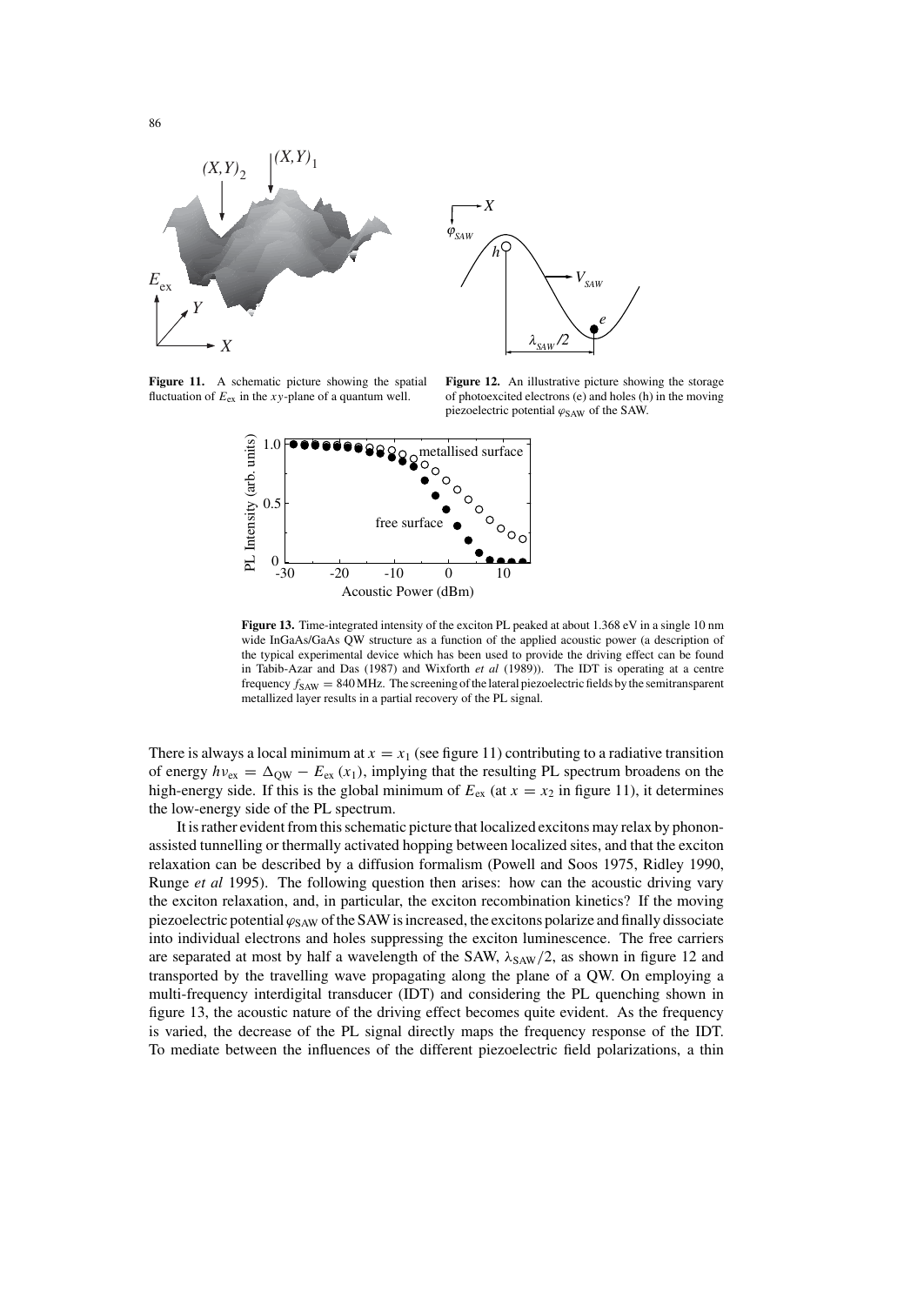**Figure 11.** A schematic picture showing the spatial fluctuation of $E_{ex}$ in the $xy$-plane of a quantum well.

**Figure 12.** An illustrative picture showing the storage of photoexcited electrons (e) and holes (h) in the moving piezoelectric potential $\varphi_{SAW}$ of the SAW.

**Figure 13.** Time-integrated intensity of the exciton PL peaked at about 1.368 eV in a single 10 nm wide InGaAs/GaAs QW structure as a function of the applied acoustic power (a description of the typical experimental device which has been used to provide the driving effect can be found in Tabib-Azar and Das (1987) and Wixforth *et al* (1989)). The IDT is operating at a centre frequency $f_{SAW} = 840$ MHz. The screening of the lateral piezoelectric fields by the semitransparent metallized layer results in a partial recovery of the PL signal.

There is always a local minimum at $x = x_1$ (see figure 11) contributing to a radiative transition of energy $h\nu_{ex} = \Delta_{QW} - E_{ex}(x_1)$, implying that the resulting PL spectrum broadens on the high-energy side. If this is the global minimum of $E_{ex}$ (at $x = x_2$ in figure 11), it determines the low-energy side of the PL spectrum.

It is rather evident from this schematic picture that localized excitons may relax by phonon-assisted tunnelling or thermally activated hopping between localized sites, and that the exciton relaxation can be described by a diffusion formalism (Powell and Soos 1975, Ridley 1990, Runge *et al* 1995). The following question then arises: how can the acoustic driving vary the exciton relaxation, and, in particular, the exciton recombination kinetics? If the moving piezoelectric potential $\varphi_{SAW}$ of the SAW is increased, the excitons polarize and finally dissociate into individual electrons and holes suppressing the exciton luminescence. The free carriers are separated at most by half a wavelength of the SAW, $\lambda_{SAW}/2$, as shown in figure 12 and transported by the travelling wave propagating along the plane of a QW. On employing a multi-frequency interdigital transducer (IDT) and considering the PL quenching shown in figure 13, the acoustic nature of the driving effect becomes quite evident. As the frequency is varied, the decrease of the PL signal directly maps the frequency response of the IDT. To mediate between the influences of the different piezoelectric field polarizations, a thin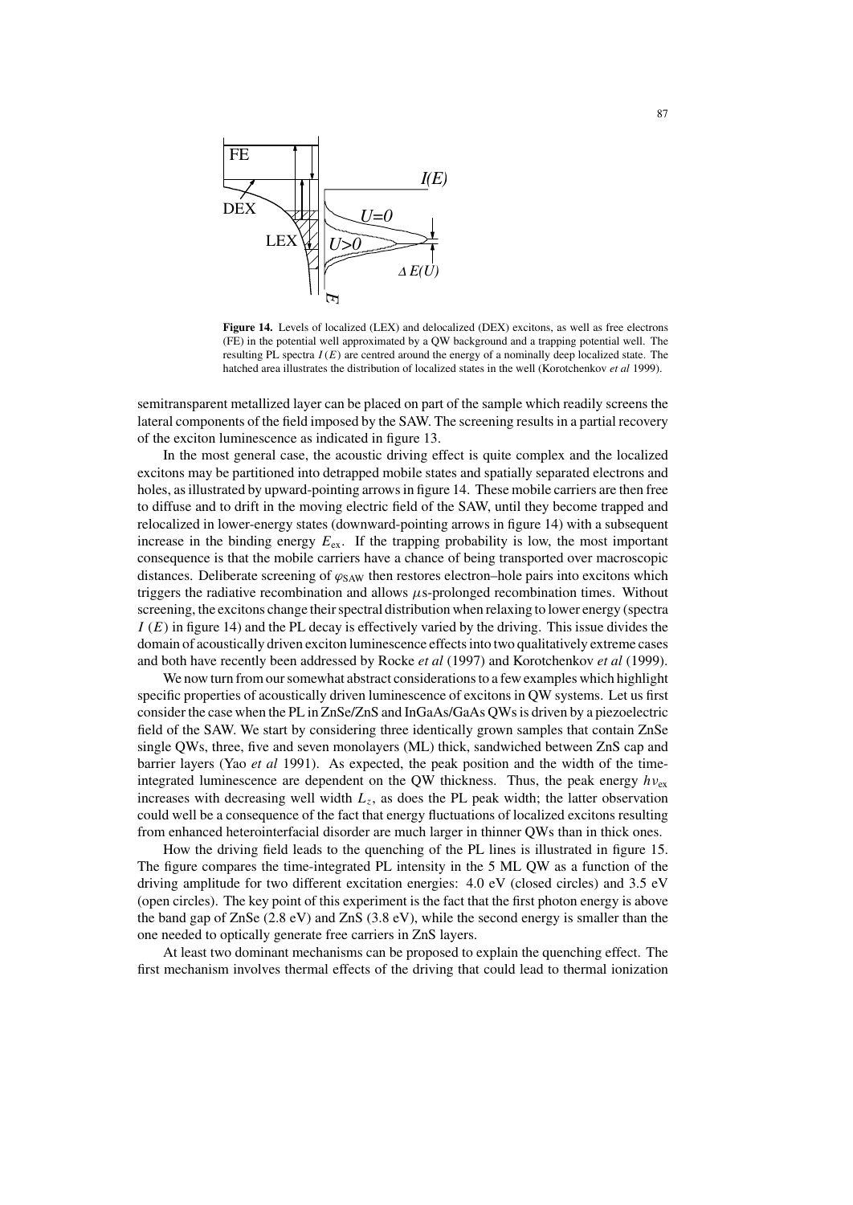**Figure 14.** Levels of localized (LEX) and delocalized (DEX) excitons, as well as free electrons (FE) in the potential well approximated by a QW background and a trapping potential well. The resulting PL spectra $I(E)$ are centred around the energy of a nominally deep localized state. The hatched area illustrates the distribution of localized states in the well (Korotchenkov *et al* 1999).

semitransparent metallized layer can be placed on part of the sample which readily screens the lateral components of the field imposed by the SAW. The screening results in a partial recovery of the exciton luminescence as indicated in figure 13.

In the most general case, the acoustic driving effect is quite complex and the localized excitons may be partitioned into detrapped mobile states and spatially separated electrons and holes, as illustrated by upward-pointing arrows in figure 14. These mobile carriers are then free to diffuse and to drift in the moving electric field of the SAW, until they become trapped and relocalized in lower-energy states (downward-pointing arrows in figure 14) with a subsequent increase in the binding energy $E_{ex}$. If the trapping probability is low, the most important consequence is that the mobile carriers have a chance of being transported over macroscopic distances. Deliberate screening of $\varphi_{SAW}$ then restores electron–hole pairs into excitons which triggers the radiative recombination and allows $\mu$s-prolonged recombination times. Without screening, the excitons change their spectral distribution when relaxing to lower energy (spectra $I(E)$ in figure 14) and the PL decay is effectively varied by the driving. This issue divides the domain of acoustically driven exciton luminescence effects into two qualitatively extreme cases and both have recently been addressed by Rocke *et al* (1997) and Korotchenkov *et al* (1999).

We now turn from our somewhat abstract considerations to a few examples which highlight specific properties of acoustically driven luminescence of excitons in QW systems. Let us first consider the case when the PL in ZnSe/ZnS and InGaAs/GaAs QWs is driven by a piezoelectric field of the SAW. We start by considering three identically grown samples that contain ZnSe single QWs, three, five and seven monolayers (ML) thick, sandwiched between ZnS cap and barrier layers (Yao *et al* 1991). As expected, the peak position and the width of the time-integrated luminescence are dependent on the QW thickness. Thus, the peak energy $h\nu_{ex}$ increases with decreasing well width $L_z$, as does the PL peak width; the latter observation could well be a consequence of the fact that energy fluctuations of localized excitons resulting from enhanced heterointerfacial disorder are much larger in thinner QWs than in thick ones.

How the driving field leads to the quenching of the PL lines is illustrated in figure 15. The figure compares the time-integrated PL intensity in the 5 ML QW as a function of the driving amplitude for two different excitation energies: 4.0 eV (closed circles) and 3.5 eV (open circles). The key point of this experiment is the fact that the first photon energy is above the band gap of ZnSe (2.8 eV) and ZnS (3.8 eV), while the second energy is smaller than the one needed to optically generate free carriers in ZnS layers.

At least two dominant mechanisms can be proposed to explain the quenching effect. The first mechanism involves thermal effects of the driving that could lead to thermal ionization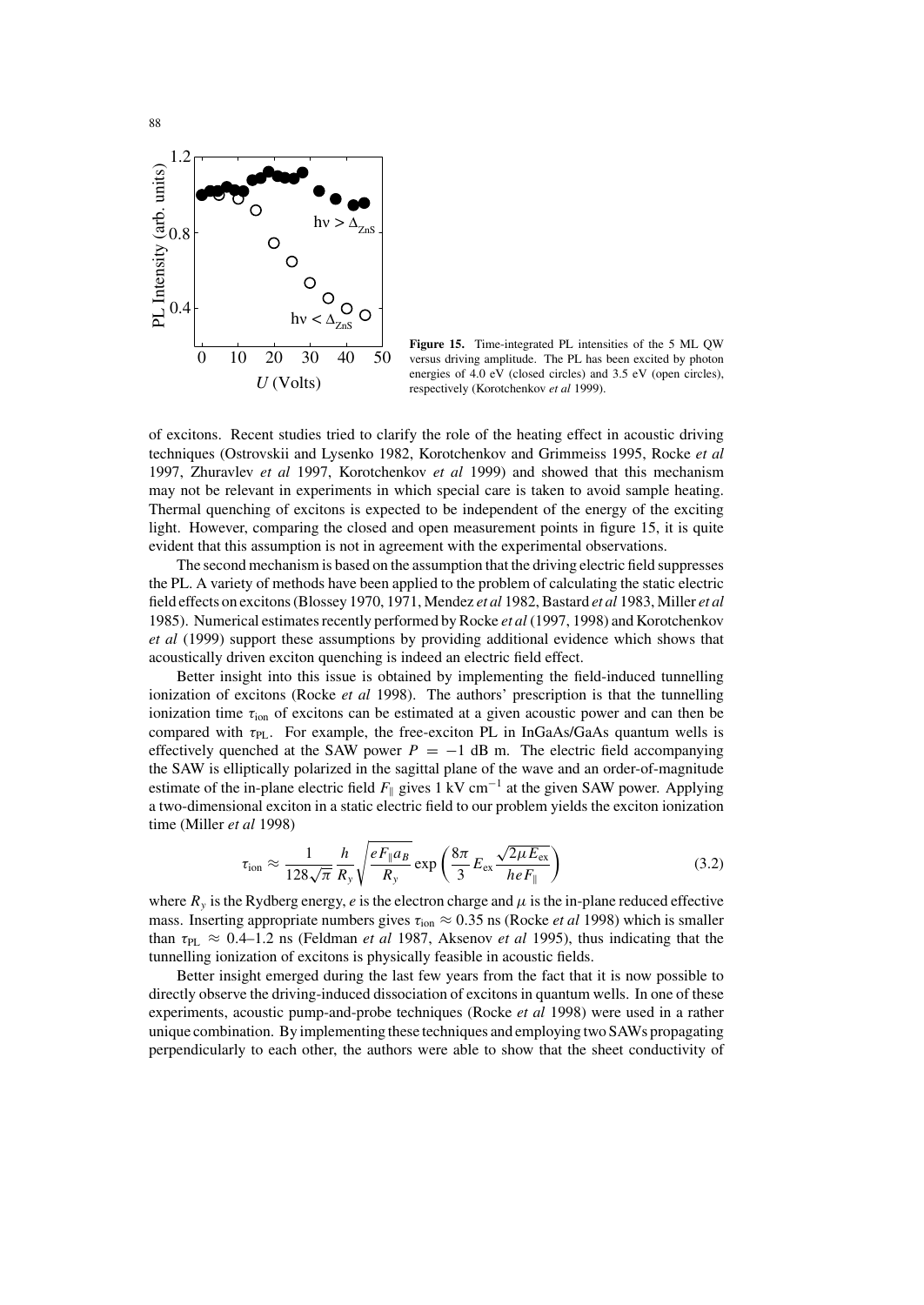Figure 15. Time-integrated PL intensities of the 5 ML QW versus driving amplitude. The PL has been excited by photon energies of 4.0 eV (closed circles) and 3.5 eV (open circles), respectively (Korotchenkov *et al* 1999).

of excitons. Recent studies tried to clarify the role of the heating effect in acoustic driving techniques (Ostrovskii and Lysenko 1982, Korotchenkov and Grimmeiss 1995, Rocke *et al* 1997, Zhuravlev *et al* 1997, Korotchenkov *et al* 1999) and showed that this mechanism may not be relevant in experiments in which special care is taken to avoid sample heating. Thermal quenching of excitons is expected to be independent of the energy of the exciting light. However, comparing the closed and open measurement points in figure 15, it is quite evident that this assumption is not in agreement with the experimental observations.

The second mechanism is based on the assumption that the driving electric field suppresses the PL. A variety of methods have been applied to the problem of calculating the static electric field effects on excitons (Blossey 1970, 1971, Mendez *et al* 1982, Bastard *et al* 1983, Miller *et al* 1985). Numerical estimates recently performed by Rocke *et al* (1997, 1998) and Korotchenkov *et al* (1999) support these assumptions by providing additional evidence which shows that acoustically driven exciton quenching is indeed an electric field effect.

Better insight into this issue is obtained by implementing the field-induced tunnelling ionization of excitons (Rocke *et al* 1998). The authors' prescription is that the tunnelling ionization time $\tau_{\rm ion}$ of excitons can be estimated at a given acoustic power and can then be compared with $\tau_{\rm PL}$. For example, the free-exciton PL in InGaAs/GaAs quantum wells is effectively quenched at the SAW power $P = -1$ dB m. The electric field accompanying the SAW is elliptically polarized in the sagittal plane of the wave and an order-of-magnitude estimate of the in-plane electric field $F_\parallel$ gives 1 kV cm$^{-1}$ at the given SAW power. Applying a two-dimensional exciton in a static electric field to our problem yields the exciton ionization time (Miller *et al* 1998)

$$\tau_{\rm ion} \approx \frac{1}{128\sqrt{\pi}} \frac{h}{R_y} \sqrt{\frac{eF_\parallel a_B}{R_y}} \exp\left(\frac{8\pi}{3} E_{\rm ex} \frac{\sqrt{2\mu E_{\rm ex}}}{heF_\parallel}\right) \tag{3.2}$$

where $R_y$ is the Rydberg energy, $e$ is the electron charge and $\mu$ is the in-plane reduced effective mass. Inserting appropriate numbers gives $\tau_{\rm ion} \approx 0.35$ ns (Rocke *et al* 1998) which is smaller than $\tau_{\rm PL} \approx 0.4$–$1.2$ ns (Feldman *et al* 1987, Aksenov *et al* 1995), thus indicating that the tunnelling ionization of excitons is physically feasible in acoustic fields.

Better insight emerged during the last few years from the fact that it is now possible to directly observe the driving-induced dissociation of excitons in quantum wells. In one of these experiments, acoustic pump-and-probe techniques (Rocke *et al* 1998) were used in a rather unique combination. By implementing these techniques and employing two SAWs propagating perpendicularly to each other, the authors were able to show that the sheet conductivity of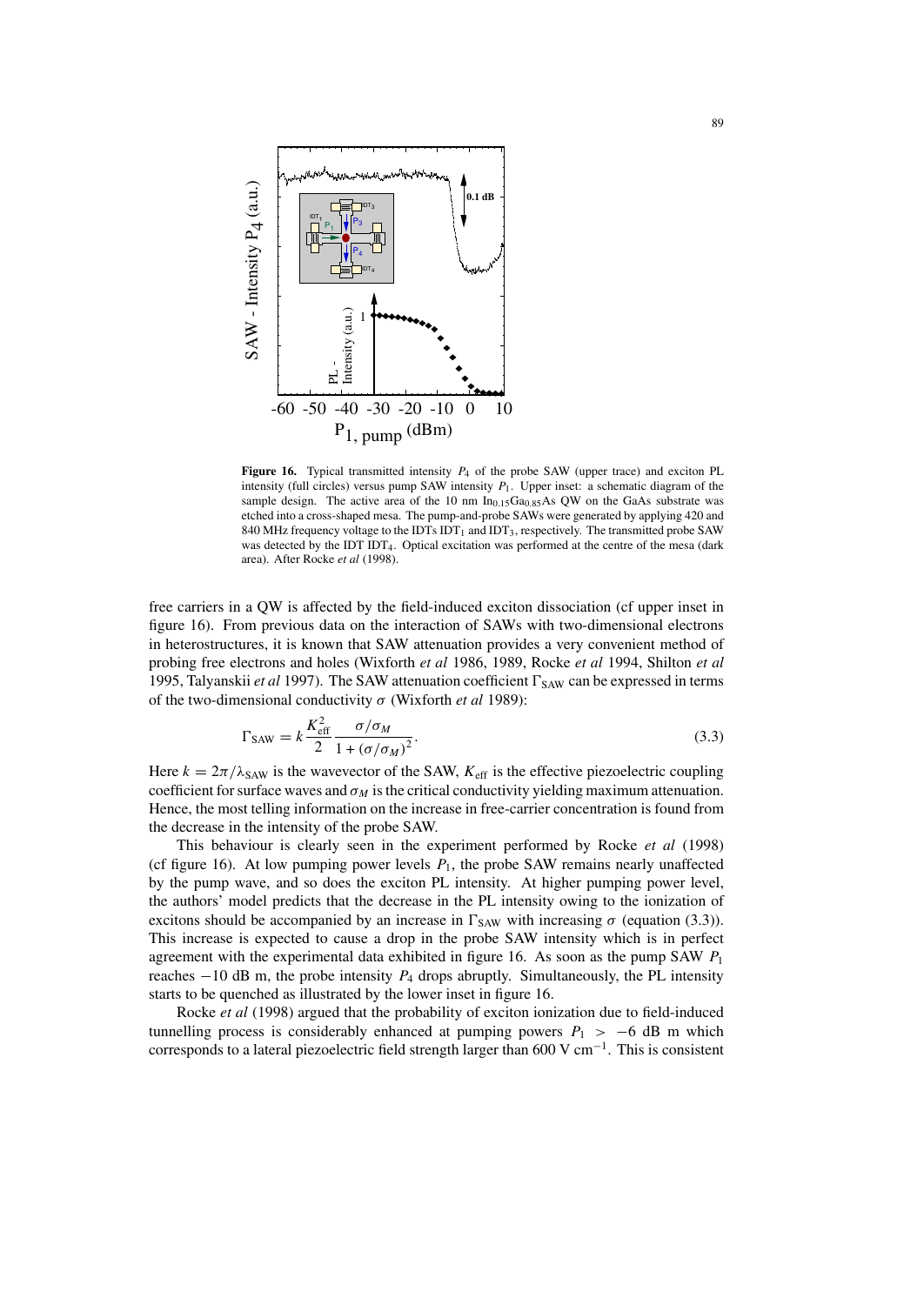**Figure 16.** Typical transmitted intensity $P_4$ of the probe SAW (upper trace) and exciton PL intensity (full circles) versus pump SAW intensity $P_1$. Upper inset: a schematic diagram of the sample design. The active area of the 10 nm $In_{0.15}Ga_{0.85}As$ QW on the GaAs substrate was etched into a cross-shaped mesa. The pump-and-probe SAWs were generated by applying 420 and 840 MHz frequency voltage to the IDTs $IDT_1$ and $IDT_3$, respectively. The transmitted probe SAW was detected by the IDT $IDT_4$. Optical excitation was performed at the centre of the mesa (dark area). After Rocke *et al* (1998).

free carriers in a QW is affected by the field-induced exciton dissociation (cf upper inset in figure 16). From previous data on the interaction of SAWs with two-dimensional electrons in heterostructures, it is known that SAW attenuation provides a very convenient method of probing free electrons and holes (Wixforth *et al* 1986, 1989, Rocke *et al* 1994, Shilton *et al* 1995, Talyanskii *et al* 1997). The SAW attenuation coefficient $\Gamma_{SAW}$ can be expressed in terms of the two-dimensional conductivity $\sigma$ (Wixforth *et al* 1989):

$$\Gamma_{SAW} = k\frac{K_{eff}^2}{2}\frac{\sigma/\sigma_M}{1+(\sigma/\sigma_M)^2}. \tag{3.3}$$

Here $k = 2\pi/\lambda_{SAW}$ is the wavevector of the SAW, $K_{eff}$ is the effective piezoelectric coupling coefficient for surface waves and $\sigma_M$ is the critical conductivity yielding maximum attenuation. Hence, the most telling information on the increase in free-carrier concentration is found from the decrease in the intensity of the probe SAW.

This behaviour is clearly seen in the experiment performed by Rocke *et al* (1998) (cf figure 16). At low pumping power levels $P_1$, the probe SAW remains nearly unaffected by the pump wave, and so does the exciton PL intensity. At higher pumping power level, the authors' model predicts that the decrease in the PL intensity owing to the ionization of excitons should be accompanied by an increase in $\Gamma_{SAW}$ with increasing $\sigma$ (equation (3.3)). This increase is expected to cause a drop in the probe SAW intensity which is in perfect agreement with the experimental data exhibited in figure 16. As soon as the pump SAW $P_1$ reaches $-10$ dB m, the probe intensity $P_4$ drops abruptly. Simultaneously, the PL intensity starts to be quenched as illustrated by the lower inset in figure 16.

Rocke *et al* (1998) argued that the probability of exciton ionization due to field-induced tunnelling process is considerably enhanced at pumping powers $P_1 > -6$ dB m which corresponds to a lateral piezoelectric field strength larger than 600 V $cm^{-1}$. This is consistent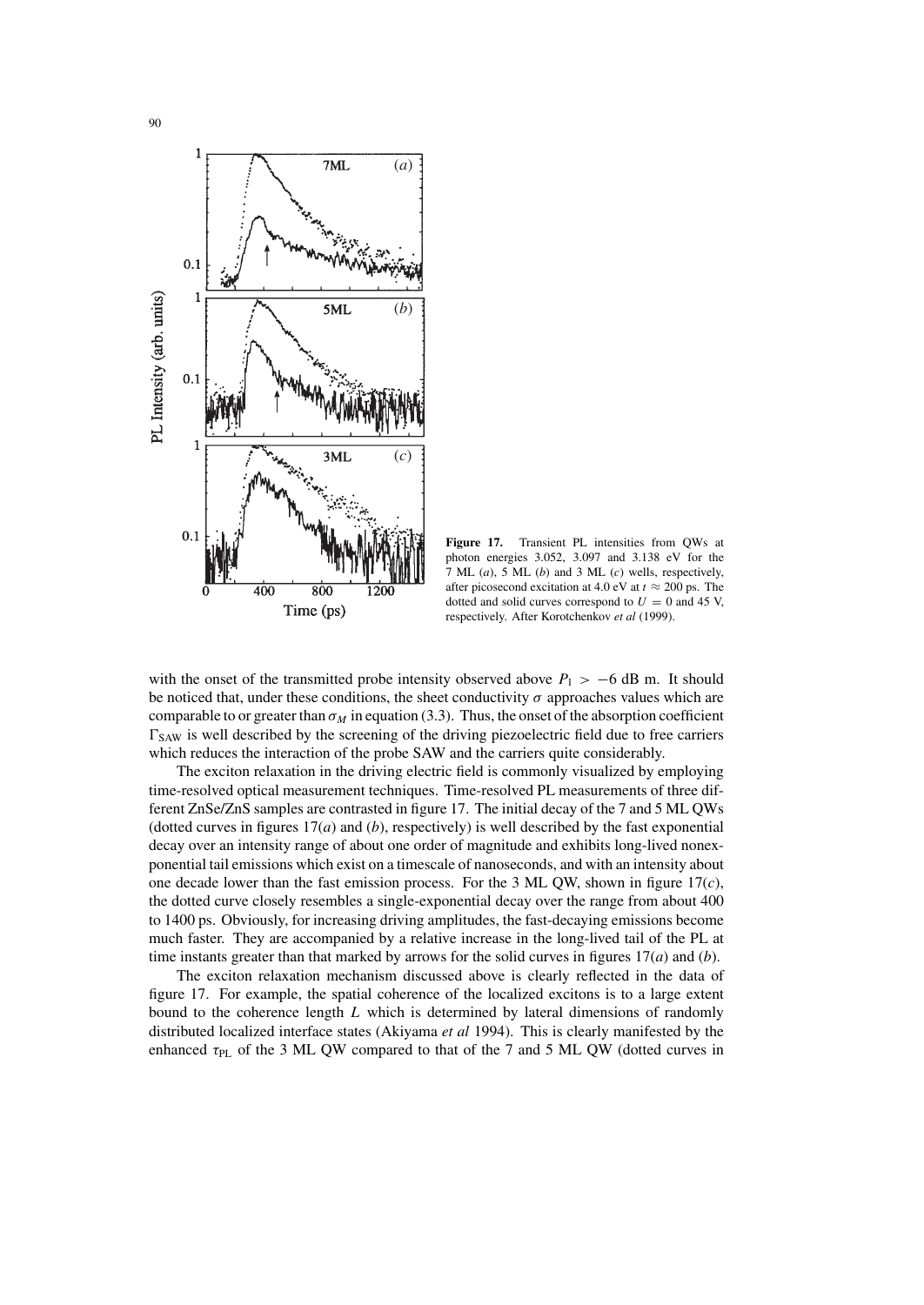**Figure 17.** Transient PL intensities from QWs at photon energies 3.052, 3.097 and 3.138 eV for the 7 ML (*a*), 5 ML (*b*) and 3 ML (*c*) wells, respectively, after picosecond excitation at 4.0 eV at $t \approx 200$ ps. The dotted and solid curves correspond to $U = 0$ and 45 V, respectively. After Korotchenkov *et al* (1999).

with the onset of the transmitted probe intensity observed above $P_1 > -6$ dB m. It should be noticed that, under these conditions, the sheet conductivity $\sigma$ approaches values which are comparable to or greater than $\sigma_M$ in equation (3.3). Thus, the onset of the absorption coefficient $\Gamma_{SAW}$ is well described by the screening of the driving piezoelectric field due to free carriers which reduces the interaction of the probe SAW and the carriers quite considerably.

The exciton relaxation in the driving electric field is commonly visualized by employing time-resolved optical measurement techniques. Time-resolved PL measurements of three different ZnSe/ZnS samples are contrasted in figure 17. The initial decay of the 7 and 5 ML QWs (dotted curves in figures 17(*a*) and (*b*), respectively) is well described by the fast exponential decay over an intensity range of about one order of magnitude and exhibits long-lived nonexponential tail emissions which exist on a timescale of nanoseconds, and with an intensity about one decade lower than the fast emission process. For the 3 ML QW, shown in figure 17(*c*), the dotted curve closely resembles a single-exponential decay over the range from about 400 to 1400 ps. Obviously, for increasing driving amplitudes, the fast-decaying emissions become much faster. They are accompanied by a relative increase in the long-lived tail of the PL at time instants greater than that marked by arrows for the solid curves in figures 17(*a*) and (*b*).

The exciton relaxation mechanism discussed above is clearly reflected in the data of figure 17. For example, the spatial coherence of the localized excitons is to a large extent bound to the coherence length $L$ which is determined by lateral dimensions of randomly distributed localized interface states (Akiyama *et al* 1994). This is clearly manifested by the enhanced $\tau_{PL}$ of the 3 ML QW compared to that of the 7 and 5 ML QW (dotted curves in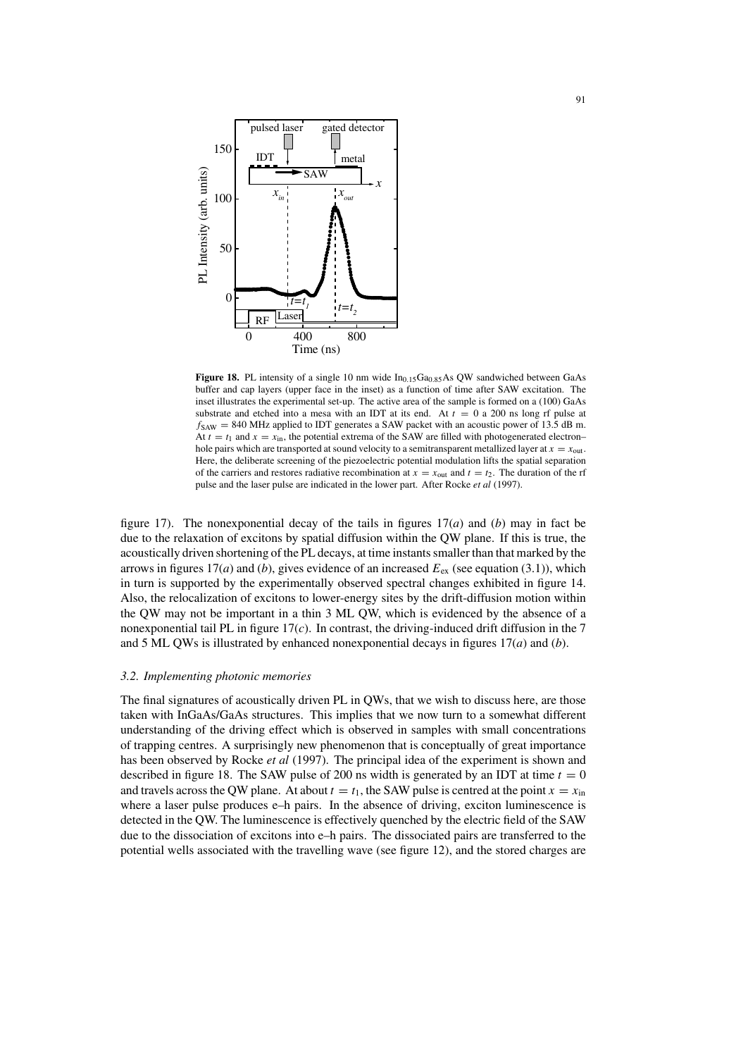**Figure 18.** PL intensity of a single 10 nm wide $In_{0.15}Ga_{0.85}As$ QW sandwiched between GaAs buffer and cap layers (upper face in the inset) as a function of time after SAW excitation. The inset illustrates the experimental set-up. The active area of the sample is formed on a (100) GaAs substrate and etched into a mesa with an IDT at its end. At $t = 0$ a 200 ns long rf pulse at $f_{\mathrm{SAW}} = 840$ MHz applied to IDT generates a SAW packet with an acoustic power of 13.5 dB m. At $t = t_1$ and $x = x_{\mathrm{in}}$, the potential extrema of the SAW are filled with photogenerated electron–hole pairs which are transported at sound velocity to a semitransparent metallized layer at $x = x_{\mathrm{out}}$. Here, the deliberate screening of the piezoelectric potential modulation lifts the spatial separation of the carriers and restores radiative recombination at $x = x_{\mathrm{out}}$ and $t = t_2$. The duration of the rf pulse and the laser pulse are indicated in the lower part. After Rocke *et al* (1997).

figure 17). The nonexponential decay of the tails in figures 17(*a*) and (*b*) may in fact be due to the relaxation of excitons by spatial diffusion within the QW plane. If this is true, the acoustically driven shortening of the PL decays, at time instants smaller than that marked by the arrows in figures 17(*a*) and (*b*), gives evidence of an increased $E_{\mathrm{ex}}$ (see equation (3.1)), which in turn is supported by the experimentally observed spectral changes exhibited in figure 14. Also, the relocalization of excitons to lower-energy sites by the drift-diffusion motion within the QW may not be important in a thin 3 ML QW, which is evidenced by the absence of a nonexponential tail PL in figure 17(*c*). In contrast, the driving-induced drift diffusion in the 7 and 5 ML QWs is illustrated by enhanced nonexponential decays in figures 17(*a*) and (*b*).

### *3.2. Implementing photonic memories*

The final signatures of acoustically driven PL in QWs, that we wish to discuss here, are those taken with InGaAs/GaAs structures. This implies that we now turn to a somewhat different understanding of the driving effect which is observed in samples with small concentrations of trapping centres. A surprisingly new phenomenon that is conceptually of great importance has been observed by Rocke *et al* (1997). The principal idea of the experiment is shown and described in figure 18. The SAW pulse of 200 ns width is generated by an IDT at time $t = 0$ and travels across the QW plane. At about $t = t_1$, the SAW pulse is centred at the point $x = x_{\mathrm{in}}$ where a laser pulse produces e–h pairs. In the absence of driving, exciton luminescence is detected in the QW. The luminescence is effectively quenched by the electric field of the SAW due to the dissociation of excitons into e–h pairs. The dissociated pairs are transferred to the potential wells associated with the travelling wave (see figure 12), and the stored charges are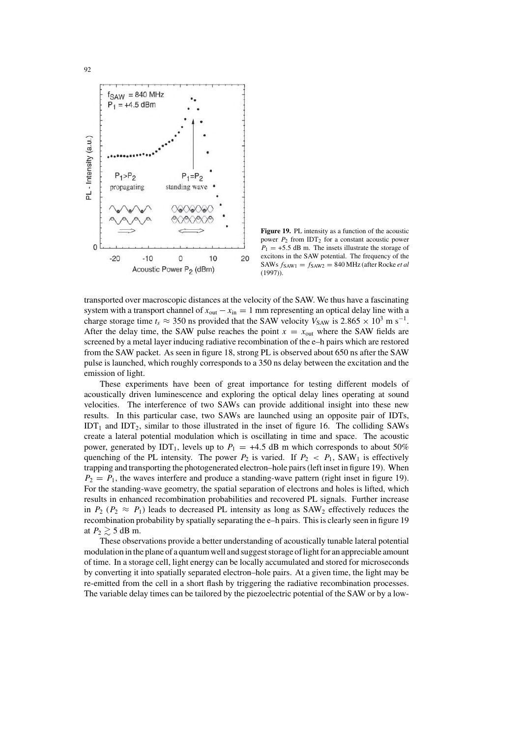**Figure 19.** PL intensity as a function of the acoustic power $P_2$ from $IDT_2$ for a constant acoustic power $P_1 = +5.5$ dB m. The insets illustrate the storage of excitons in the SAW potential. The frequency of the SAWs $f_{SAW1} = f_{SAW2} = 840$ MHz (after Rocke *et al* (1997)).

transported over macroscopic distances at the velocity of the SAW. We thus have a fascinating system with a transport channel of $x_{out} - x_{in} = 1$ mm representing an optical delay line with a charge storage time $t_s \approx 350$ ns provided that the SAW velocity $V_{SAW}$ is $2.865 \times 10^3$ m s$^{-1}$. After the delay time, the SAW pulse reaches the point $x = x_{out}$ where the SAW fields are screened by a metal layer inducing radiative recombination of the e–h pairs which are restored from the SAW packet. As seen in figure 18, strong PL is observed about 650 ns after the SAW pulse is launched, which roughly corresponds to a 350 ns delay between the excitation and the emission of light.

These experiments have been of great importance for testing different models of acoustically driven luminescence and exploring the optical delay lines operating at sound velocities. The interference of two SAWs can provide additional insight into these new results. In this particular case, two SAWs are launched using an opposite pair of IDTs, $IDT_1$ and $IDT_2$, similar to those illustrated in the inset of figure 16. The colliding SAWs create a lateral potential modulation which is oscillating in time and space. The acoustic power, generated by $IDT_1$, levels up to $P_1 = +4.5$ dB m which corresponds to about 50% quenching of the PL intensity. The power $P_2$ is varied. If $P_2 < P_1$, $SAW_1$ is effectively trapping and transporting the photogenerated electron–hole pairs (left inset in figure 19). When $P_2 = P_1$, the waves interfere and produce a standing-wave pattern (right inset in figure 19). For the standing-wave geometry, the spatial separation of electrons and holes is lifted, which results in enhanced recombination probabilities and recovered PL signals. Further increase in $P_2$ ($P_2 \approx P_1$) leads to decreased PL intensity as long as $SAW_2$ effectively reduces the recombination probability by spatially separating the e–h pairs. This is clearly seen in figure 19 at $P_2 \gtrsim 5$ dB m.

These observations provide a better understanding of acoustically tunable lateral potential modulation in the plane of a quantum well and suggest storage of light for an appreciable amount of time. In a storage cell, light energy can be locally accumulated and stored for microseconds by converting it into spatially separated electron–hole pairs. At a given time, the light may be re-emitted from the cell in a short flash by triggering the radiative recombination processes. The variable delay times can be tailored by the piezoelectric potential of the SAW or by a low-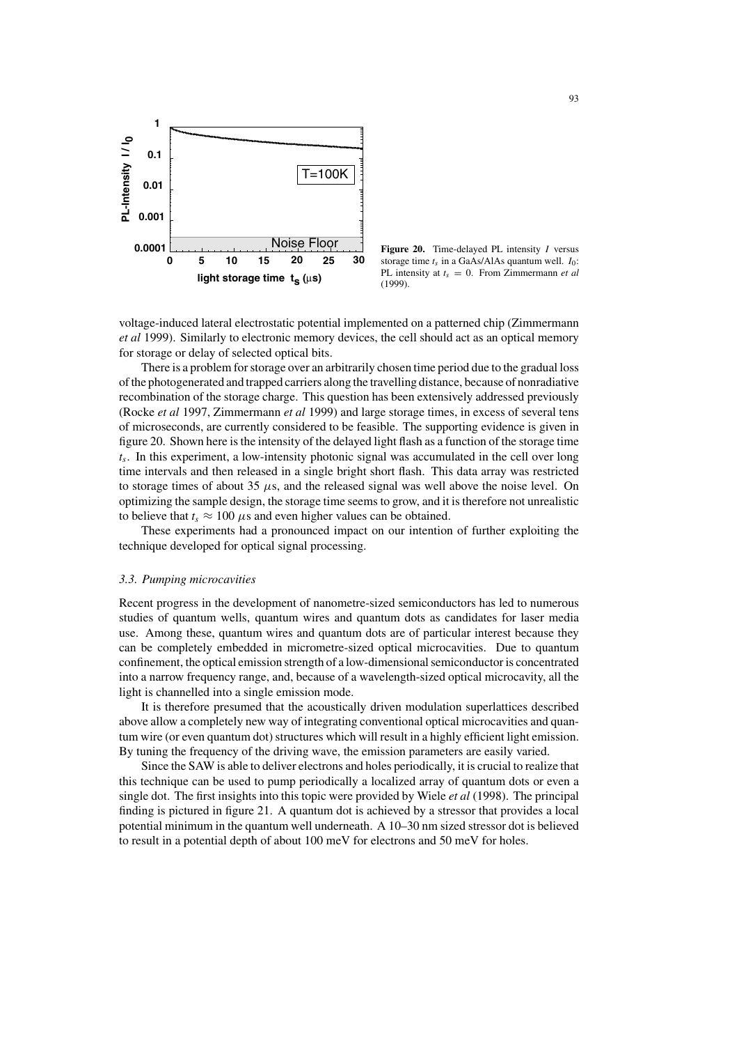**Figure 20.** Time-delayed PL intensity $I$ versus storage time $t_s$ in a GaAs/AlAs quantum well. $I_0$: PL intensity at $t_s = 0$. From Zimmermann *et al* (1999).

voltage-induced lateral electrostatic potential implemented on a patterned chip (Zimmermann *et al* 1999). Similarly to electronic memory devices, the cell should act as an optical memory for storage or delay of selected optical bits.

There is a problem for storage over an arbitrarily chosen time period due to the gradual loss of the photogenerated and trapped carriers along the travelling distance, because of nonradiative recombination of the storage charge. This question has been extensively addressed previously (Rocke *et al* 1997, Zimmermann *et al* 1999) and large storage times, in excess of several tens of microseconds, are currently considered to be feasible. The supporting evidence is given in figure 20. Shown here is the intensity of the delayed light flash as a function of the storage time $t_s$. In this experiment, a low-intensity photonic signal was accumulated in the cell over long time intervals and then released in a single bright short flash. This data array was restricted to storage times of about 35 $\mu$s, and the released signal was well above the noise level. On optimizing the sample design, the storage time seems to grow, and it is therefore not unrealistic to believe that $t_s \approx 100$ $\mu$s and even higher values can be obtained.

These experiments had a pronounced impact on our intention of further exploiting the technique developed for optical signal processing.

### 3.3. *Pumping microcavities*

Recent progress in the development of nanometre-sized semiconductors has led to numerous studies of quantum wells, quantum wires and quantum dots as candidates for laser media use. Among these, quantum wires and quantum dots are of particular interest because they can be completely embedded in micrometre-sized optical microcavities. Due to quantum confinement, the optical emission strength of a low-dimensional semiconductor is concentrated into a narrow frequency range, and, because of a wavelength-sized optical microcavity, all the light is channelled into a single emission mode.

It is therefore presumed that the acoustically driven modulation superlattices described above allow a completely new way of integrating conventional optical microcavities and quantum wire (or even quantum dot) structures which will result in a highly efficient light emission. By tuning the frequency of the driving wave, the emission parameters are easily varied.

Since the SAW is able to deliver electrons and holes periodically, it is crucial to realize that this technique can be used to pump periodically a localized array of quantum dots or even a single dot. The first insights into this topic were provided by Wiele *et al* (1998). The principal finding is pictured in figure 21. A quantum dot is achieved by a stressor that provides a local potential minimum in the quantum well underneath. A 10–30 nm sized stressor dot is believed to result in a potential depth of about 100 meV for electrons and 50 meV for holes.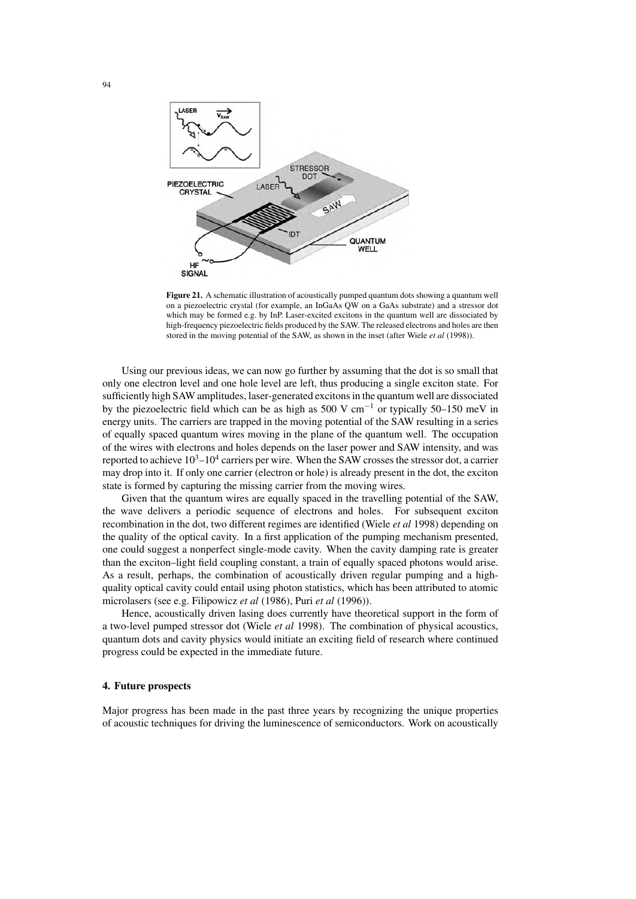**Figure 21.** A schematic illustration of acoustically pumped quantum dots showing a quantum well on a piezoelectric crystal (for example, an InGaAs QW on a GaAs substrate) and a stressor dot which may be formed e.g. by InP. Laser-excited excitons in the quantum well are dissociated by high-frequency piezoelectric fields produced by the SAW. The released electrons and holes are then stored in the moving potential of the SAW, as shown in the inset (after Wiele *et al* (1998)).

Using our previous ideas, we can now go further by assuming that the dot is so small that only one electron level and one hole level are left, thus producing a single exciton state. For sufficiently high SAW amplitudes, laser-generated excitons in the quantum well are dissociated by the piezoelectric field which can be as high as 500 V $cm^{-1}$ or typically 50–150 meV in energy units. The carriers are trapped in the moving potential of the SAW resulting in a series of equally spaced quantum wires moving in the plane of the quantum well. The occupation of the wires with electrons and holes depends on the laser power and SAW intensity, and was reported to achieve $10^3$–$10^4$ carriers per wire. When the SAW crosses the stressor dot, a carrier may drop into it. If only one carrier (electron or hole) is already present in the dot, the exciton state is formed by capturing the missing carrier from the moving wires.

Given that the quantum wires are equally spaced in the travelling potential of the SAW, the wave delivers a periodic sequence of electrons and holes. For subsequent exciton recombination in the dot, two different regimes are identified (Wiele *et al* 1998) depending on the quality of the optical cavity. In a first application of the pumping mechanism presented, one could suggest a nonperfect single-mode cavity. When the cavity damping rate is greater than the exciton–light field coupling constant, a train of equally spaced photons would arise. As a result, perhaps, the combination of acoustically driven regular pumping and a high-quality optical cavity could entail using photon statistics, which has been attributed to atomic microlasers (see e.g. Filipowicz *et al* (1986), Puri *et al* (1996)).

Hence, acoustically driven lasing does currently have theoretical support in the form of a two-level pumped stressor dot (Wiele *et al* 1998). The combination of physical acoustics, quantum dots and cavity physics would initiate an exciting field of research where continued progress could be expected in the immediate future.

## 4. Future prospects

Major progress has been made in the past three years by recognizing the unique properties of acoustic techniques for driving the luminescence of semiconductors. Work on acoustically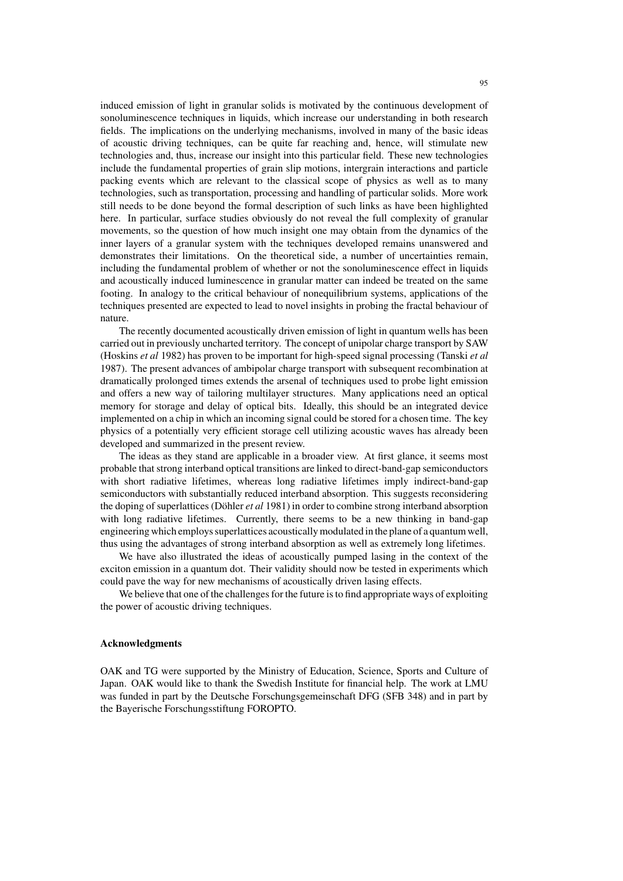induced emission of light in granular solids is motivated by the continuous development of sonoluminescence techniques in liquids, which increase our understanding in both research fields. The implications on the underlying mechanisms, involved in many of the basic ideas of acoustic driving techniques, can be quite far reaching and, hence, will stimulate new technologies and, thus, increase our insight into this particular field. These new technologies include the fundamental properties of grain slip motions, intergrain interactions and particle packing events which are relevant to the classical scope of physics as well as to many technologies, such as transportation, processing and handling of particular solids. More work still needs to be done beyond the formal description of such links as have been highlighted here. In particular, surface studies obviously do not reveal the full complexity of granular movements, so the question of how much insight one may obtain from the dynamics of the inner layers of a granular system with the techniques developed remains unanswered and demonstrates their limitations. On the theoretical side, a number of uncertainties remain, including the fundamental problem of whether or not the sonoluminescence effect in liquids and acoustically induced luminescence in granular matter can indeed be treated on the same footing. In analogy to the critical behaviour of nonequilibrium systems, applications of the techniques presented are expected to lead to novel insights in probing the fractal behaviour of nature.

The recently documented acoustically driven emission of light in quantum wells has been carried out in previously uncharted territory. The concept of unipolar charge transport by SAW (Hoskins *et al* 1982) has proven to be important for high-speed signal processing (Tanski *et al* 1987). The present advances of ambipolar charge transport with subsequent recombination at dramatically prolonged times extends the arsenal of techniques used to probe light emission and offers a new way of tailoring multilayer structures. Many applications need an optical memory for storage and delay of optical bits. Ideally, this should be an integrated device implemented on a chip in which an incoming signal could be stored for a chosen time. The key physics of a potentially very efficient storage cell utilizing acoustic waves has already been developed and summarized in the present review.

The ideas as they stand are applicable in a broader view. At first glance, it seems most probable that strong interband optical transitions are linked to direct-band-gap semiconductors with short radiative lifetimes, whereas long radiative lifetimes imply indirect-band-gap semiconductors with substantially reduced interband absorption. This suggests reconsidering the doping of superlattices (Döhler *et al* 1981) in order to combine strong interband absorption with long radiative lifetimes. Currently, there seems to be a new thinking in band-gap engineering which employs superlattices acoustically modulated in the plane of a quantum well, thus using the advantages of strong interband absorption as well as extremely long lifetimes.

We have also illustrated the ideas of acoustically pumped lasing in the context of the exciton emission in a quantum dot. Their validity should now be tested in experiments which could pave the way for new mechanisms of acoustically driven lasing effects.

We believe that one of the challenges for the future is to find appropriate ways of exploiting the power of acoustic driving techniques.

### Acknowledgments

OAK and TG were supported by the Ministry of Education, Science, Sports and Culture of Japan. OAK would like to thank the Swedish Institute for financial help. The work at LMU was funded in part by the Deutsche Forschungsgemeinschaft DFG (SFB 348) and in part by the Bayerische Forschungsstiftung FOROPTO.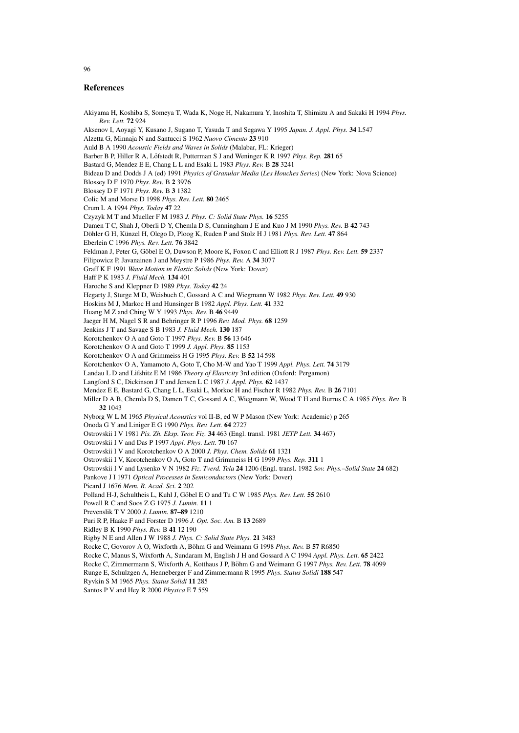## References

Akiyama H, Koshiba S, Someya T, Wada K, Noge H, Nakamura Y, Inoshita T, Shimizu A and Sakaki H 1994 *Phys. Rev. Lett.* **72** 924

Aksenov I, Aoyagi Y, Kusano J, Sugano T, Yasuda T and Segawa Y 1995 *Japan. J. Appl. Phys.* **34** L547

Alzetta G, Minnaja N and Santucci S 1962 *Nuovo Cimento* **23** 910

Auld B A 1990 *Acoustic Fields and Waves in Solids* (Malabar, FL: Krieger)

Barber B P, Hiller R A, Löfstedt R, Putterman S J and Weninger K R 1997 *Phys. Rep.* **281** 65

Bastard G, Mendez E E, Chang L L and Esaki L 1983 *Phys. Rev.* B **28** 3241

Bideau D and Dodds J A (ed) 1991 *Physics of Granular Media* (*Les Houches Series*) (New York: Nova Science)

Blossey D F 1970 *Phys. Rev.* B **2** 3976

Blossey D F 1971 *Phys. Rev.* B **3** 1382

Colic M and Morse D 1998 *Phys. Rev. Lett.* **80** 2465

Crum L A 1994 *Phys. Today* **47** 22

Czyzyk M T and Mueller F M 1983 *J. Phys. C: Solid State Phys.* **16** 5255

Damen T C, Shah J, Oberli D Y, Chemla D S, Cunningham J E and Kuo J M 1990 *Phys. Rev.* B **42** 743

Döhler G H, Künzel H, Olego D, Ploog K, Ruden P and Stolz H J 1981 *Phys. Rev. Lett.* **47** 864

Eberlein C 1996 *Phys. Rev. Lett.* **76** 3842

Feldman J, Peter G, Göbel E O, Dawson P, Moore K, Foxon C and Elliott R J 1987 *Phys. Rev. Lett.* **59** 2337

Filipowicz P, Javanainen J and Meystre P 1986 *Phys. Rev.* A **34** 3077

Graff K F 1991 *Wave Motion in Elastic Solids* (New York: Dover)

Haff P K 1983 *J. Fluid Mech.* **134** 401

Haroche S and Kleppner D 1989 *Phys. Today* **42** 24

Hegarty J, Sturge M D, Weisbuch C, Gossard A C and Wiegmann W 1982 *Phys. Rev. Lett.* **49** 930

Hoskins M J, Markoc H and Hunsinger B 1982 *Appl. Phys. Lett.* **41** 332

Huang M Z and Ching W Y 1993 *Phys. Rev.* B **46** 9449

Jaeger H M, Nagel S R and Behringer R P 1996 *Rev. Mod. Phys.* **68** 1259

Jenkins J T and Savage S B 1983 *J. Fluid Mech.* **130** 187

Korotchenkov O A and Goto T 1997 *Phys. Rev.* B **56** 13 646

Korotchenkov O A and Goto T 1999 *J. Appl. Phys.* **85** 1153

Korotchenkov O A and Grimmeiss H G 1995 *Phys. Rev.* B **52** 14 598

Korotchenkov O A, Yamamoto A, Goto T, Cho M-W and Yao T 1999 *Appl. Phys. Lett.* **74** 3179

Landau L D and Lifshitz E M 1986 *Theory of Elasticity* 3rd edition (Oxford: Pergamon)

Langford S C, Dickinson J T and Jensen L C 1987 *J. Appl. Phys.* **62** 1437

Mendez E E, Bastard G, Chang L L, Esaki L, Morkoc H and Fischer R 1982 *Phys. Rev.* B **26** 7101

Miller D A B, Chemla D S, Damen T C, Gossard A C, Wiegmann W, Wood T H and Burrus C A 1985 *Phys. Rev.* B **32** 1043

Nyborg W L M 1965 *Physical Acoustics* vol II-B, ed W P Mason (New York: Academic) p 265

Onoda G Y and Liniger E G 1990 *Phys. Rev. Lett.* **64** 2727

Ostrovskii I V 1981 *Pis. Zh. Eksp. Teor. Fiz.* **34** 463 (Engl. transl. 1981 *JETP Lett.* **34** 467)

Ostrovskii I V and Das P 1997 *Appl. Phys. Lett.* **70** 167

Ostrovskii I V and Korotchenkov O A 2000 *J. Phys. Chem. Solids* **61** 1321

Ostrovskii I V, Korotchenkov O A, Goto T and Grimmeiss H G 1999 *Phys. Rep.* **311** 1

Ostrovskii I V and Lysenko V N 1982 *Fiz. Tverd. Tela* **24** 1206 (Engl. transl. 1982 *Sov. Phys.–Solid State* **24** 682)

Pankove J I 1971 *Optical Processes in Semiconductors* (New York: Dover)

Picard J 1676 *Mem. R. Acad. Sci.* **2** 202

Polland H-J, Schultheis L, Kuhl J, Göbel E O and Tu C W 1985 *Phys. Rev. Lett.* **55** 2610

Powell R C and Soos Z G 1975 *J. Lumin.* **11** 1

Prevenslik T V 2000 *J. Lumin.* **87–89** 1210

Puri R P, Haake F and Forster D 1996 *J. Opt. Soc. Am.* B **13** 2689

Ridley B K 1990 *Phys. Rev.* B **41** 12 190

Rigby N E and Allen J W 1988 *J. Phys. C: Solid State Phys.* **21** 3483

Rocke C, Govorov A O, Wixforth A, Böhm G and Weimann G 1998 *Phys. Rev.* B **57** R6850

Rocke C, Manus S, Wixforth A, Sundaram M, English J H and Gossard A C 1994 *Appl. Phys. Lett.* **65** 2422

Rocke C, Zimmermann S, Wixforth A, Kotthaus J P, Böhm G and Weimann G 1997 *Phys. Rev. Lett.* **78** 4099

Runge E, Schulzgen A, Henneberger F and Zimmermann R 1995 *Phys. Status Solidi* **188** 547

Ryvkin S M 1965 *Phys. Status Solidi* **11** 285

Santos P V and Hey R 2000 *Physica* E **7** 559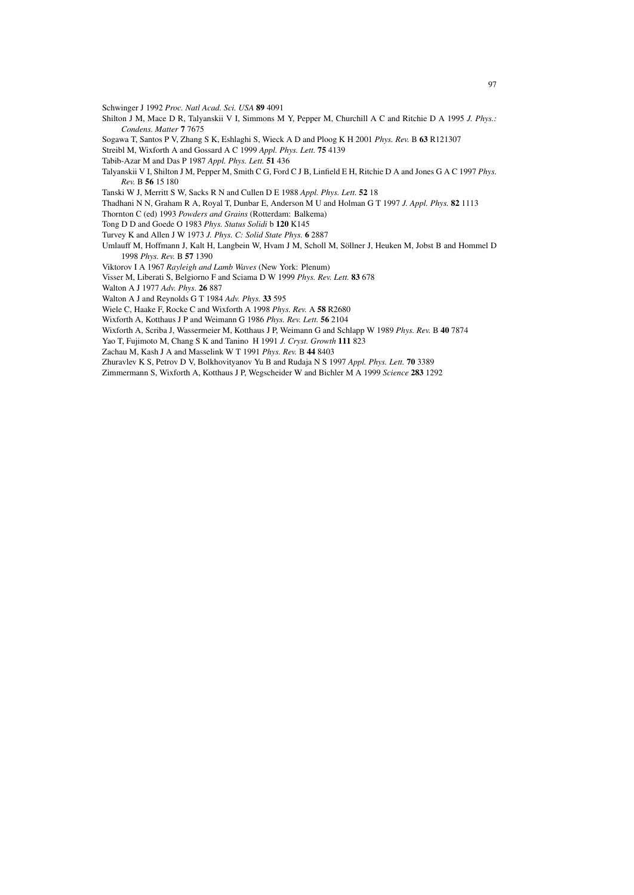Schwinger J 1992 *Proc. Natl Acad. Sci. USA* **89** 4091

Shilton J M, Mace D R, Talyanskii V I, Simmons M Y, Pepper M, Churchill A C and Ritchie D A 1995 *J. Phys.: Condens. Matter* **7** 7675

Sogawa T, Santos P V, Zhang S K, Eshlaghi S, Wieck A D and Ploog K H 2001 *Phys. Rev.* B **63** R121307

Streibl M, Wixforth A and Gossard A C 1999 *Appl. Phys. Lett.* **75** 4139

Tabib-Azar M and Das P 1987 *Appl. Phys. Lett.* **51** 436

Talyanskii V I, Shilton J M, Pepper M, Smith C G, Ford C J B, Linfield E H, Ritchie D A and Jones G A C 1997 *Phys. Rev.* B **56** 15 180

Tanski W J, Merritt S W, Sacks R N and Cullen D E 1988 *Appl. Phys. Lett.* **52** 18

Thadhani N N, Graham R A, Royal T, Dunbar E, Anderson M U and Holman G T 1997 *J. Appl. Phys.* **82** 1113

Thornton C (ed) 1993 *Powders and Grains* (Rotterdam: Balkema)

Tong D D and Goede O 1983 *Phys. Status Solidi* b **120** K145

Turvey K and Allen J W 1973 *J. Phys. C: Solid State Phys.* **6** 2887

Umlauff M, Hoffmann J, Kalt H, Langbein W, Hvam J M, Scholl M, Söllner J, Heuken M, Jobst B and Hommel D 1998 *Phys. Rev.* B **57** 1390

Viktorov I A 1967 *Rayleigh and Lamb Waves* (New York: Plenum)

Visser M, Liberati S, Belgiorno F and Sciama D W 1999 *Phys. Rev. Lett.* **83** 678

Walton A J 1977 *Adv. Phys.* **26** 887

Walton A J and Reynolds G T 1984 *Adv. Phys.* **33** 595

Wiele C, Haake F, Rocke C and Wixforth A 1998 *Phys. Rev.* A **58** R2680

Wixforth A, Kotthaus J P and Weimann G 1986 *Phys. Rev. Lett.* **56** 2104

Wixforth A, Scriba J, Wassermeier M, Kotthaus J P, Weimann G and Schlapp W 1989 *Phys. Rev.* B **40** 7874

Yao T, Fujimoto M, Chang S K and Tanino H 1991 *J. Cryst. Growth* **111** 823

Zachau M, Kash J A and Masselink W T 1991 *Phys. Rev.* B **44** 8403

Zhuravlev K S, Petrov D V, Bolkhovityanov Yu B and Rudaja N S 1997 *Appl. Phys. Lett.* **70** 3389

Zimmermann S, Wixforth A, Kotthaus J P, Wegscheider W and Bichler M A 1999 *Science* **283** 1292